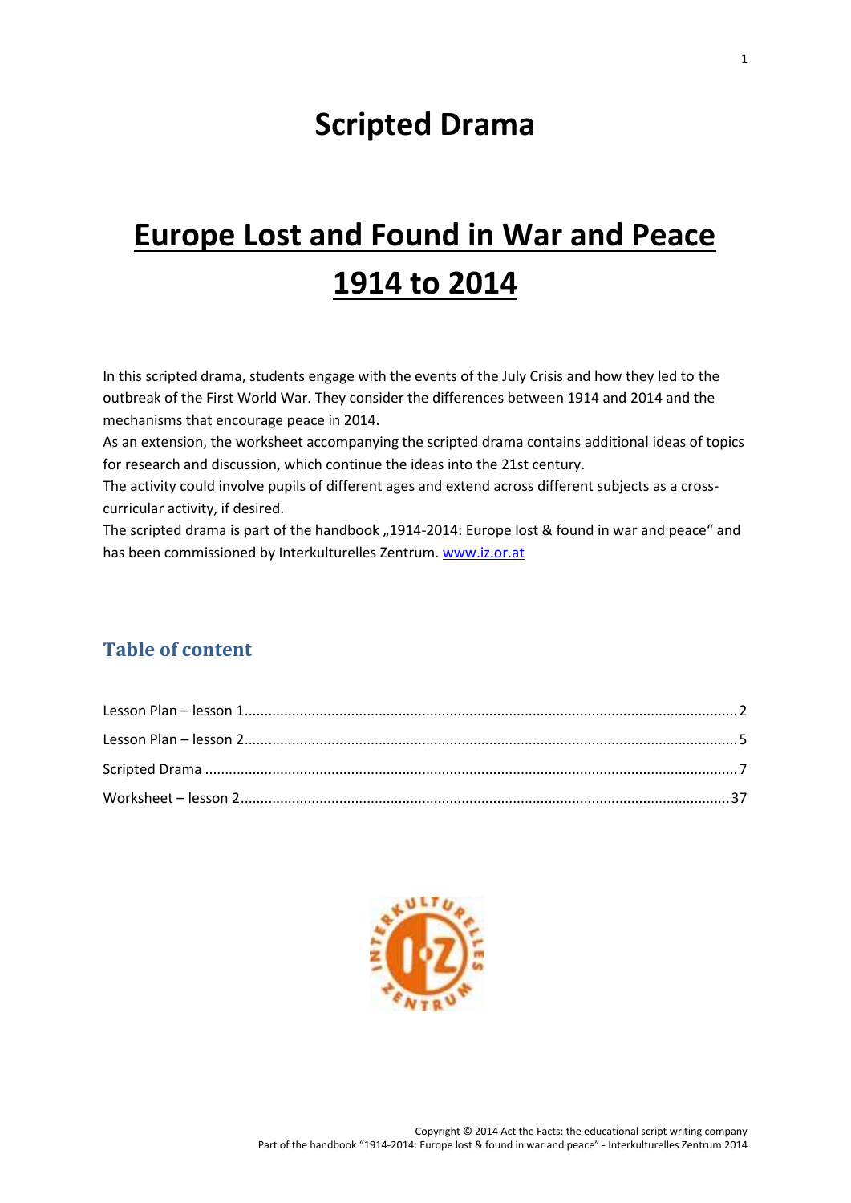# Scripted Drama

# Europe Lost and Found in War and Peace 1914 to 2014

In this scripted drama, students engage with the events of the July Crisis and how they led to the outbreak of the First World War. They consider the differences between 1914 and 2014 and the mechanisms that encourage peace in 2014.

As an extension, the worksheet accompanying the scripted drama contains additional ideas of topics for research and discussion, which continue the ideas into the 21st century.

The activity could involve pupils of different ages and extend across different subjects as a cross-curricular activity, if desired.

The scripted drama is part of the handbook „1914-2014: Europe lost & found in war and peace" and has been commissioned by Interkulturelles Zentrum. www.iz.or.at

## Table of content

Lesson Plan – lesson 1 ........ 2

Lesson Plan – lesson 2 ........ 5

Scripted Drama ........ 7

Worksheet – lesson 2 ........ 37

Copyright © 2014 Act the Facts: the educational script writing company
Part of the handbook "1914-2014: Europe lost & found in war and peace" - Interkulturelles Zentrum 2014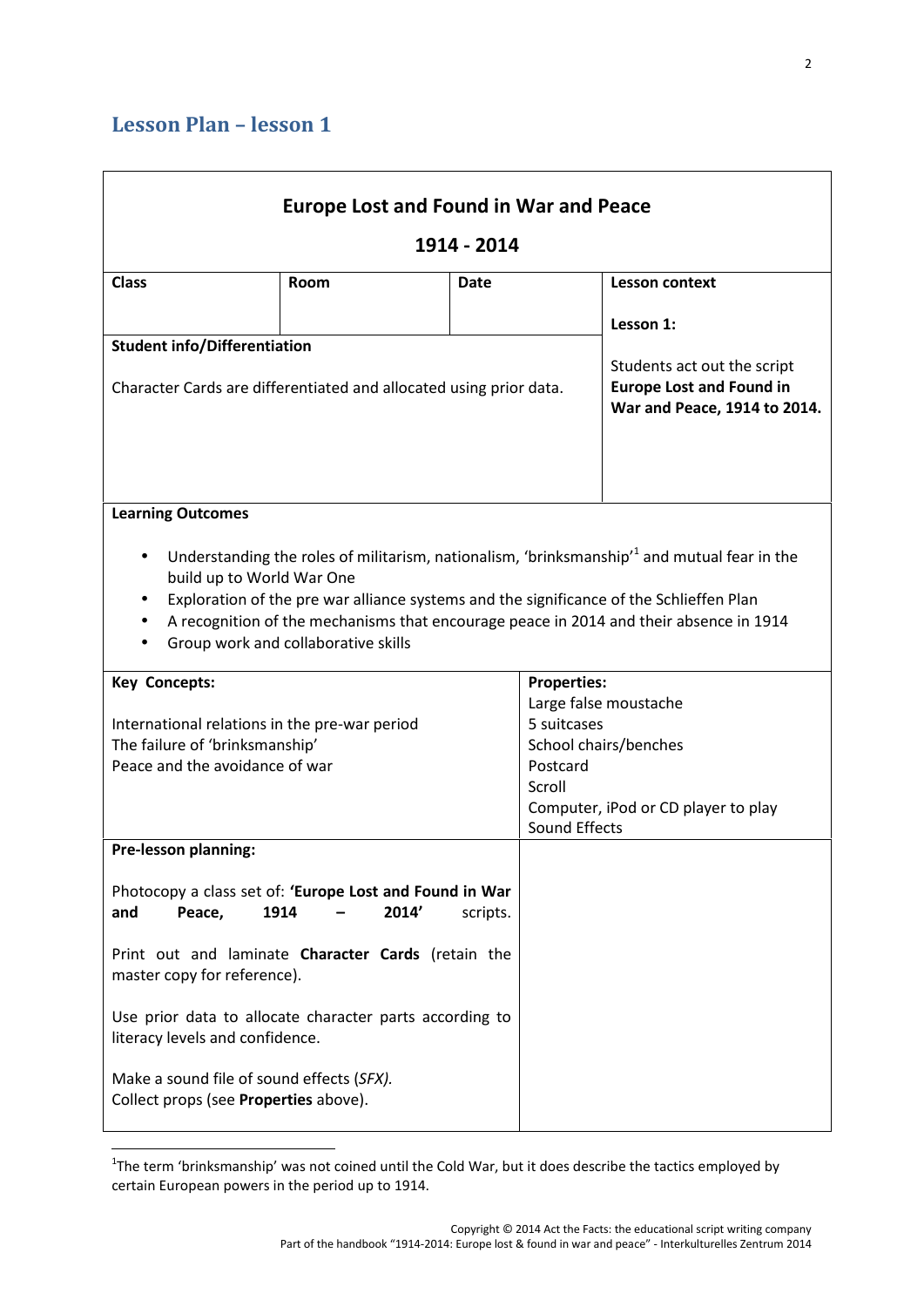## Lesson Plan – lesson 1

| Europe Lost and Found in War and Peace 1914 - 2014 | | | |
|---|---|---|---|
| **Class** | **Room** | **Date** | **Lesson context**<br><br>**Lesson 1:**<br><br>Students act out the script **Europe Lost and Found in War and Peace, 1914 to 2014.** |
| **Student info/Differentiation**<br><br>Character Cards are differentiated and allocated using prior data. | | | |
| **Learning Outcomes**<br><br>• Understanding the roles of militarism, nationalism, 'brinksmanship'[1] and mutual fear in the build up to World War One<br>• Exploration of the pre war alliance systems and the significance of the Schlieffen Plan<br>• A recognition of the mechanisms that encourage peace in 2014 and their absence in 1914<br>• Group work and collaborative skills | | | |
| **Key Concepts:**<br><br>International relations in the pre-war period<br>The failure of 'brinksmanship'<br>Peace and the avoidance of war | | **Properties:**<br>Large false moustache<br>5 suitcases<br>School chairs/benches<br>Postcard<br>Scroll<br>Computer, iPod or CD player to play Sound Effects | |
| **Pre-lesson planning:**<br><br>Photocopy a class set of: **'Europe Lost and Found in War and Peace, 1914 – 2014'** scripts.<br><br>Print out and laminate **Character Cards** (retain the master copy for reference).<br><br>Use prior data to allocate character parts according to literacy levels and confidence.<br><br>Make a sound file of sound effects (*SFX).*<br>Collect props (see **Properties** above). | | | |

[1]The term 'brinksmanship' was not coined until the Cold War, but it does describe the tactics employed by certain European powers in the period up to 1914.

Copyright © 2014 Act the Facts: the educational script writing company
Part of the handbook "1914-2014: Europe lost & found in war and peace" - Interkulturelles Zentrum 2014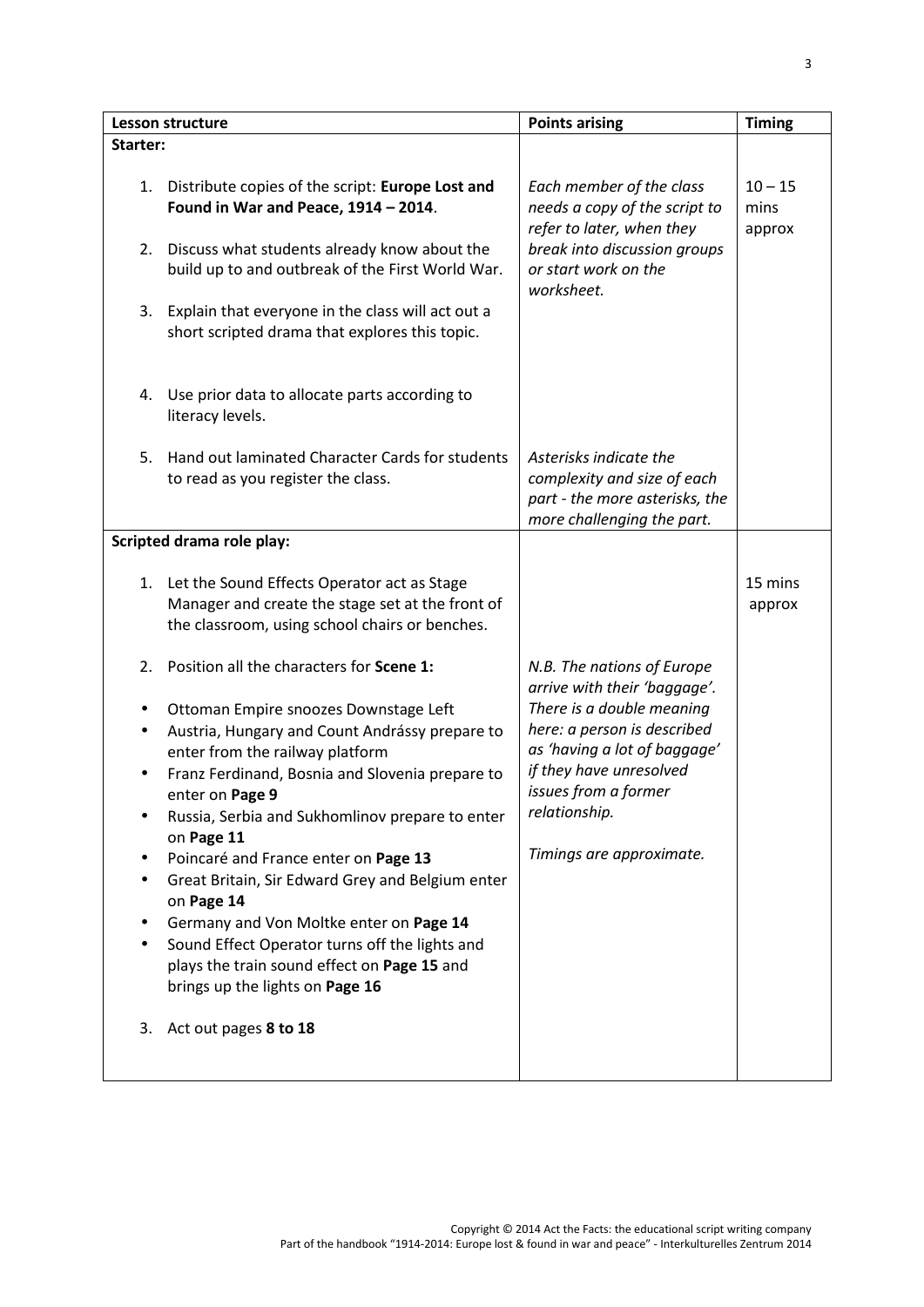| Lesson structure | Points arising | Timing |
|---|---|---|
| **Starter:** | | |
| 1. Distribute copies of the script: **Europe Lost and Found in War and Peace, 1914 – 2014**.<br><br>2. Discuss what students already know about the build up to and outbreak of the First World War.<br><br>3. Explain that everyone in the class will act out a short scripted drama that explores this topic.<br><br>4. Use prior data to allocate parts according to literacy levels. | *Each member of the class needs a copy of the script to refer to later, when they break into discussion groups or start work on the worksheet.* | 10 – 15 mins approx |
| 5. Hand out laminated Character Cards for students to read as you register the class. | *Asterisks indicate the complexity and size of each part - the more asterisks, the more challenging the part.* | |
| **Scripted drama role play:** | | |
| 1. Let the Sound Effects Operator act as Stage Manager and create the stage set at the front of the classroom, using school chairs or benches.<br><br>2. Position all the characters for **Scene 1:**<br><br>• Ottoman Empire snoozes Downstage Left<br>• Austria, Hungary and Count Andrássy prepare to enter from the railway platform<br>• Franz Ferdinand, Bosnia and Slovenia prepare to enter on **Page 9**<br>• Russia, Serbia and Sukhomlinov prepare to enter on **Page 11**<br>• Poincaré and France enter on **Page 13**<br>• Great Britain, Sir Edward Grey and Belgium enter on **Page 14**<br>• Germany and Von Moltke enter on **Page 14**<br>• Sound Effect Operator turns off the lights and plays the train sound effect on **Page 15** and brings up the lights on **Page 16**<br><br>3. Act out pages **8 to 18** | *N.B. The nations of Europe arrive with their 'baggage'. There is a double meaning here: a person is described as 'having a lot of baggage' if they have unresolved issues from a former relationship.*<br><br>*Timings are approximate.* | 15 mins approx |

Copyright © 2014 Act the Facts: the educational script writing company
Part of the handbook "1914-2014: Europe lost & found in war and peace" - Interkulturelles Zentrum 2014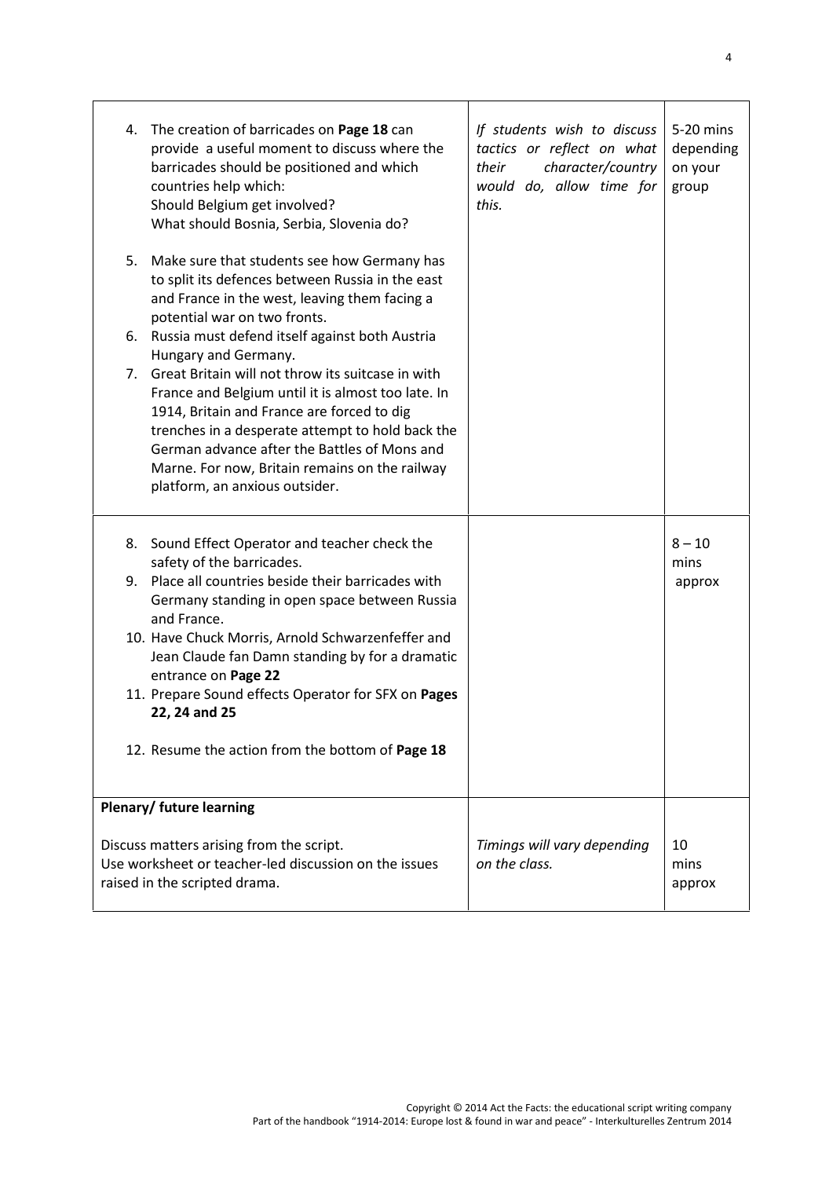| | | |
|---|---|---|
| 4. The creation of barricades on **Page 18** can provide a useful moment to discuss where the barricades should be positioned and which countries help which:<br>Should Belgium get involved?<br>What should Bosnia, Serbia, Slovenia do?<br><br>5. Make sure that students see how Germany has to split its defences between Russia in the east and France in the west, leaving them facing a potential war on two fronts.<br>6. Russia must defend itself against both Austria Hungary and Germany.<br>7. Great Britain will not throw its suitcase in with France and Belgium until it is almost too late. In 1914, Britain and France are forced to dig trenches in a desperate attempt to hold back the German advance after the Battles of Mons and Marne. For now, Britain remains on the railway platform, an anxious outsider. | *If students wish to discuss tactics or reflect on what their character/country would do, allow time for this.* | 5-20 mins depending on your group |
| 8. Sound Effect Operator and teacher check the safety of the barricades.<br>9. Place all countries beside their barricades with Germany standing in open space between Russia and France.<br>10. Have Chuck Morris, Arnold Schwarzenfeffer and Jean Claude fan Damn standing by for a dramatic entrance on **Page 22**<br>11. Prepare Sound effects Operator for SFX on **Pages 22, 24 and 25**<br><br>12. Resume the action from the bottom of **Page 18** | | 8 – 10 mins approx |
| **Plenary/ future learning**<br><br>Discuss matters arising from the script.<br>Use worksheet or teacher-led discussion on the issues raised in the scripted drama. | *Timings will vary depending on the class.* | 10 mins approx |

Copyright © 2014 Act the Facts: the educational script writing company
Part of the handbook "1914-2014: Europe lost & found in war and peace" - Interkulturelles Zentrum 2014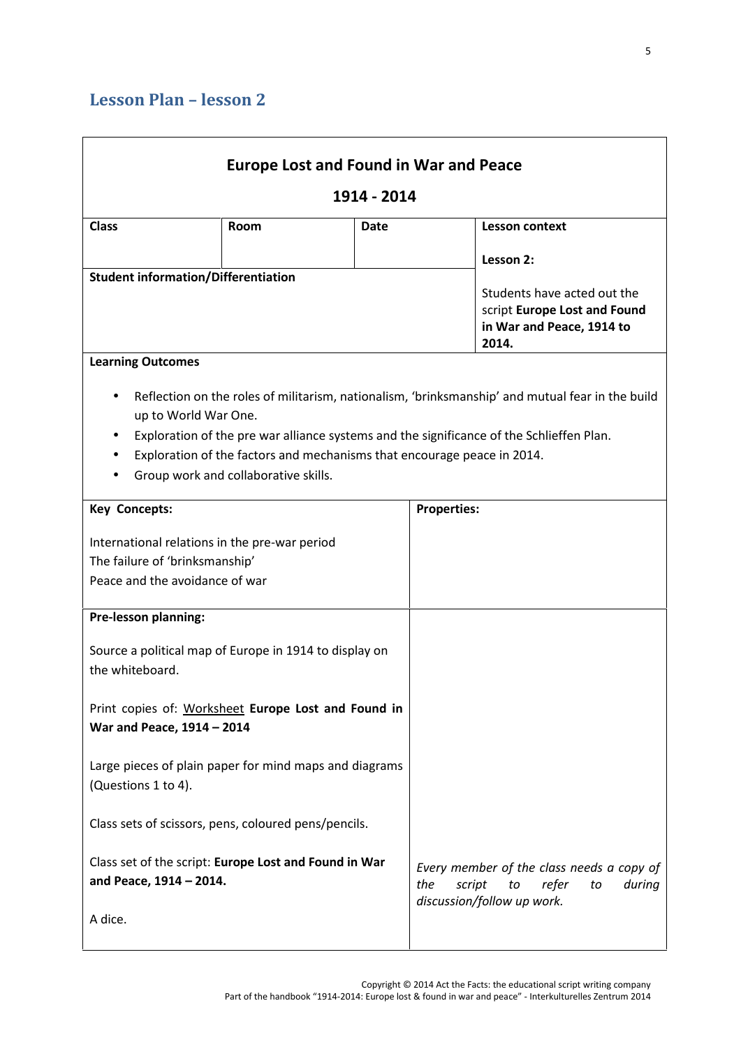## Lesson Plan – lesson 2

| **Europe Lost and Found in War and Peace 1914 - 2014** | | | |
|---|---|---|---|
| **Class** | **Room** | **Date** | **Lesson context**<br><br>**Lesson 2:**<br><br>Students have acted out the script **Europe Lost and Found in War and Peace, 1914 to 2014.** |
| **Student information/Differentiation** | | | |

**Learning Outcomes**

- Reflection on the roles of militarism, nationalism, 'brinksmanship' and mutual fear in the build up to World War One.
- Exploration of the pre war alliance systems and the significance of the Schlieffen Plan.
- Exploration of the factors and mechanisms that encourage peace in 2014.
- Group work and collaborative skills.

| **Key Concepts:** | **Properties:** |
|---|---|
| International relations in the pre-war period<br>The failure of 'brinksmanship'<br>Peace and the avoidance of war | |
| **Pre-lesson planning:**<br><br>Source a political map of Europe in 1914 to display on the whiteboard.<br><br>Print copies of: Worksheet **Europe Lost and Found in War and Peace, 1914 – 2014**<br><br>Large pieces of plain paper for mind maps and diagrams (Questions 1 to 4).<br><br>Class sets of scissors, pens, coloured pens/pencils.<br><br>Class set of the script: **Europe Lost and Found in War and Peace, 1914 – 2014.**<br><br>A dice. | *Every member of the class needs a copy of the script to refer to during discussion/follow up work.* |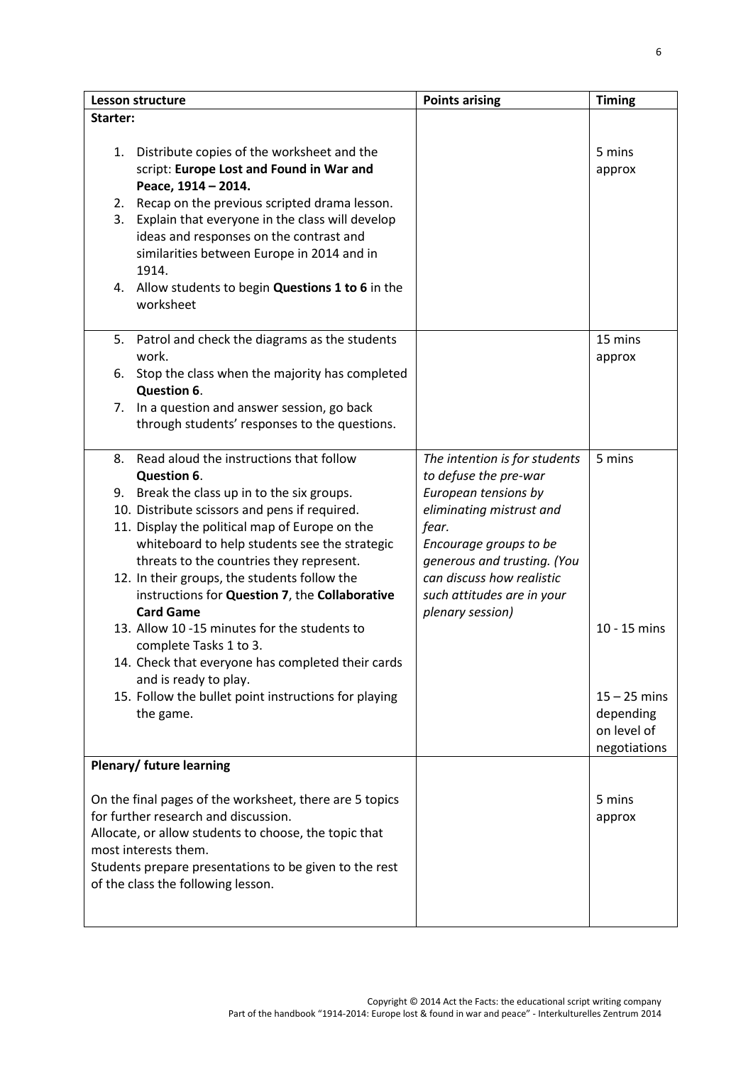| Lesson structure | Points arising | Timing |
| --- | --- | --- |
| **Starter:** | | |
| 1. Distribute copies of the worksheet and the script: **Europe Lost and Found in War and Peace, 1914 – 2014.**<br>2. Recap on the previous scripted drama lesson.<br>3. Explain that everyone in the class will develop ideas and responses on the contrast and similarities between Europe in 2014 and in 1914.<br>4. Allow students to begin **Questions 1 to 6** in the worksheet | | 5 mins approx |
| 5. Patrol and check the diagrams as the students work.<br>6. Stop the class when the majority has completed **Question 6**.<br>7. In a question and answer session, go back through students' responses to the questions. | | 15 mins approx |
| 8. Read aloud the instructions that follow **Question 6**.<br>9. Break the class up in to the six groups.<br>10. Distribute scissors and pens if required.<br>11. Display the political map of Europe on the whiteboard to help students see the strategic threats to the countries they represent.<br>12. In their groups, the students follow the instructions for **Question 7**, the **Collaborative Card Game**<br>13. Allow 10 -15 minutes for the students to complete Tasks 1 to 3.<br>14. Check that everyone has completed their cards and is ready to play.<br>15. Follow the bullet point instructions for playing the game. | *The intention is for students to defuse the pre-war European tensions by eliminating mistrust and fear.*<br>*Encourage groups to be generous and trusting. (You can discuss how realistic such attitudes are in your plenary session)* | 5 mins<br><br>10 - 15 mins<br><br>15 – 25 mins depending on level of negotiations |
| **Plenary/ future learning** | | |
| On the final pages of the worksheet, there are 5 topics for further research and discussion.<br>Allocate, or allow students to choose, the topic that most interests them.<br>Students prepare presentations to be given to the rest of the class the following lesson. | | 5 mins approx |

Copyright © 2014 Act the Facts: the educational script writing company
Part of the handbook "1914-2014: Europe lost & found in war and peace" - Interkulturelles Zentrum 2014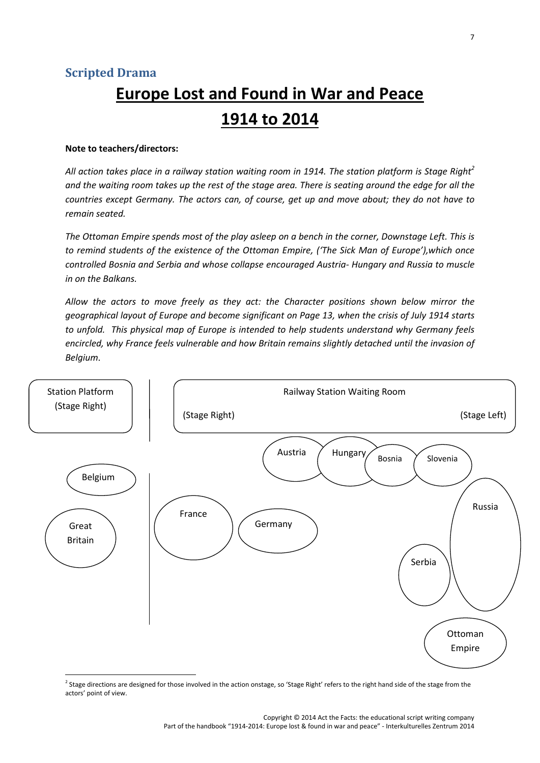### Scripted Drama

# Europe Lost and Found in War and Peace 1914 to 2014

**Note to teachers/directors:**

*All action takes place in a railway station waiting room in 1914. The station platform is Stage Right*[2] *and the waiting room takes up the rest of the stage area. There is seating around the edge for all the countries except Germany. The actors can, of course, get up and move about; they do not have to remain seated.*

*The Ottoman Empire spends most of the play asleep on a bench in the corner, Downstage Left. This is to remind students of the existence of the Ottoman Empire, ('The Sick Man of Europe'),which once controlled Bosnia and Serbia and whose collapse encouraged Austria- Hungary and Russia to muscle in on the Balkans.*

*Allow the actors to move freely as they act: the Character positions shown below mirror the geographical layout of Europe and become significant on Page 13, when the crisis of July 1914 starts to unfold. This physical map of Europe is intended to help students understand why Germany feels encircled, why France feels vulnerable and how Britain remains slightly detached until the invasion of Belgium.*

Station Platform (Stage Right)

Railway Station Waiting Room (Stage Right) (Stage Left)

Austria, Hungary, Bosnia, Slovenia

Belgium

Great Britain

France

Germany

Russia

Serbia

Ottoman Empire

[2] Stage directions are designed for those involved in the action onstage, so 'Stage Right' refers to the right hand side of the stage from the actors' point of view.

Copyright © 2014 Act the Facts: the educational script writing company
Part of the handbook "1914-2014: Europe lost & found in war and peace" - Interkulturelles Zentrum 2014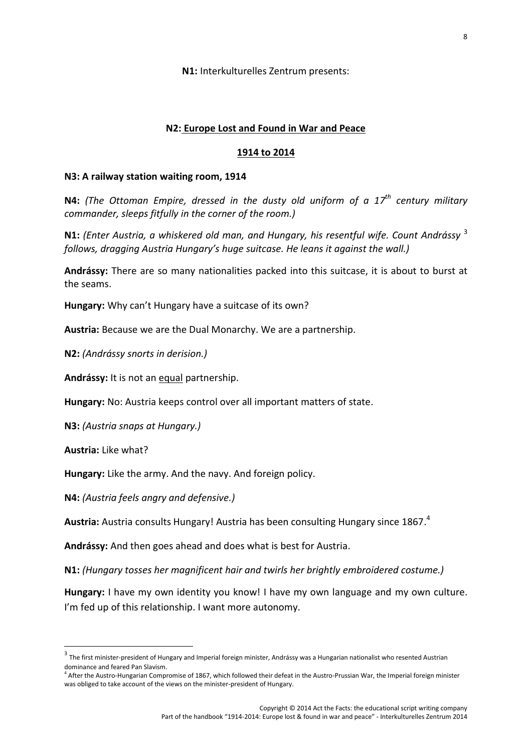**N1:** Interkulturelles Zentrum presents:

**N2: <u>Europe Lost and Found in War and Peace</u>**

**<u>1914 to 2014</u>**

**N3: A railway station waiting room, 1914**

**N4:** *(The Ottoman Empire, dressed in the dusty old uniform of a 17th century military commander, sleeps fitfully in the corner of the room.)*

**N1:** *(Enter Austria, a whiskered old man, and Hungary, his resentful wife. Count Andrássy* [3] *follows, dragging Austria Hungary's huge suitcase. He leans it against the wall.)*

**Andrássy:** There are so many nationalities packed into this suitcase, it is about to burst at the seams.

**Hungary:** Why can't Hungary have a suitcase of its own?

**Austria:** Because we are the Dual Monarchy. We are a partnership.

**N2:** *(Andrássy snorts in derision.)*

**Andrássy:** It is not an <u>equal</u> partnership.

**Hungary:** No: Austria keeps control over all important matters of state.

**N3:** *(Austria snaps at Hungary.)*

**Austria:** Like what?

**Hungary:** Like the army. And the navy. And foreign policy.

**N4:** *(Austria feels angry and defensive.)*

**Austria:** Austria consults Hungary! Austria has been consulting Hungary since 1867.[4]

**Andrássy:** And then goes ahead and does what is best for Austria.

**N1:** *(Hungary tosses her magnificent hair and twirls her brightly embroidered costume.)*

**Hungary:** I have my own identity you know! I have my own language and my own culture. I'm fed up of this relationship. I want more autonomy.

---

[3] The first minister-president of Hungary and Imperial foreign minister, Andrássy was a Hungarian nationalist who resented Austrian dominance and feared Pan Slavism.

[4] After the Austro-Hungarian Compromise of 1867, which followed their defeat in the Austro-Prussian War, the Imperial foreign minister was obliged to take account of the views on the minister-president of Hungary.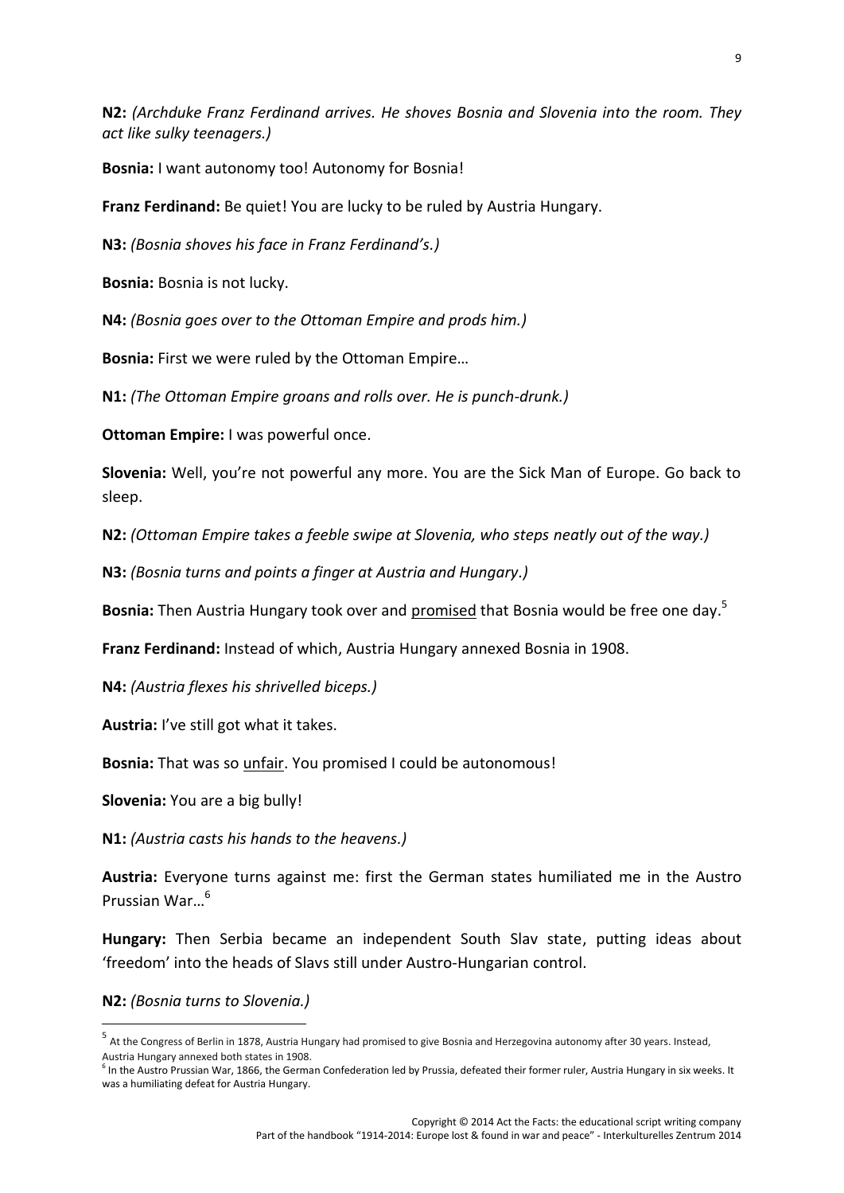**N2:** *(Archduke Franz Ferdinand arrives. He shoves Bosnia and Slovenia into the room. They act like sulky teenagers.)*

**Bosnia:** I want autonomy too! Autonomy for Bosnia!

**Franz Ferdinand:** Be quiet! You are lucky to be ruled by Austria Hungary.

**N3:** *(Bosnia shoves his face in Franz Ferdinand's.)*

**Bosnia:** Bosnia is not lucky.

**N4:** *(Bosnia goes over to the Ottoman Empire and prods him.)*

**Bosnia:** First we were ruled by the Ottoman Empire…

**N1:** *(The Ottoman Empire groans and rolls over. He is punch-drunk.)*

**Ottoman Empire:** I was powerful once.

**Slovenia:** Well, you're not powerful any more. You are the Sick Man of Europe. Go back to sleep.

**N2:** *(Ottoman Empire takes a feeble swipe at Slovenia, who steps neatly out of the way.)*

**N3:** *(Bosnia turns and points a finger at Austria and Hungary.)*

**Bosnia:** Then Austria Hungary took over and <u>promised</u> that Bosnia would be free one day.[5]

**Franz Ferdinand:** Instead of which, Austria Hungary annexed Bosnia in 1908.

**N4:** *(Austria flexes his shrivelled biceps.)*

**Austria:** I've still got what it takes.

**Bosnia:** That was so <u>unfair</u>. You promised I could be autonomous!

**Slovenia:** You are a big bully!

**N1:** *(Austria casts his hands to the heavens.)*

**Austria:** Everyone turns against me: first the German states humiliated me in the Austro Prussian War…[6]

**Hungary:** Then Serbia became an independent South Slav state, putting ideas about 'freedom' into the heads of Slavs still under Austro-Hungarian control.

**N2:** *(Bosnia turns to Slovenia.)*

---

[5] At the Congress of Berlin in 1878, Austria Hungary had promised to give Bosnia and Herzegovina autonomy after 30 years. Instead, Austria Hungary annexed both states in 1908.

[6] In the Austro Prussian War, 1866, the German Confederation led by Prussia, defeated their former ruler, Austria Hungary in six weeks. It was a humiliating defeat for Austria Hungary.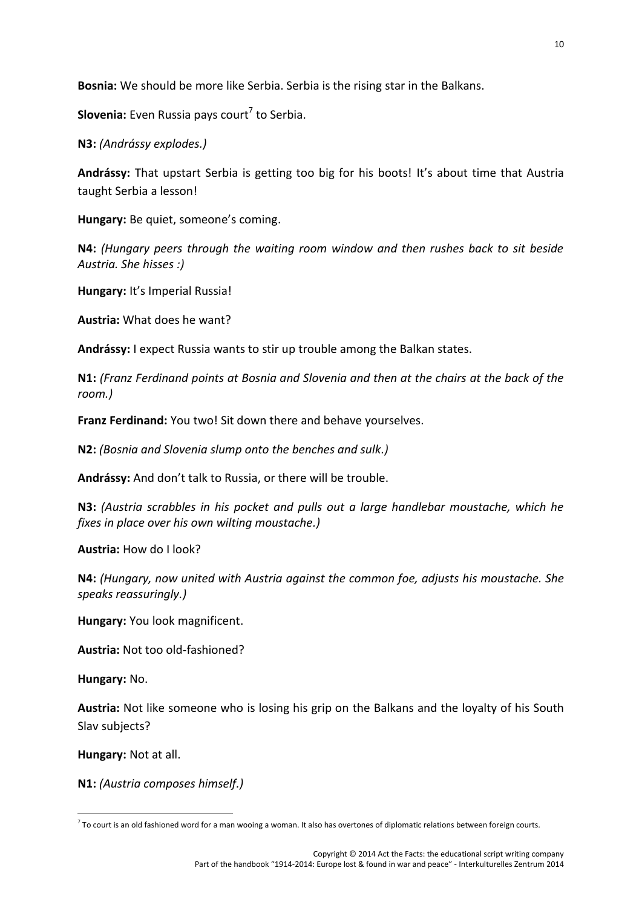**Bosnia:** We should be more like Serbia. Serbia is the rising star in the Balkans.

**Slovenia:** Even Russia pays court[7] to Serbia.

**N3:** *(Andrássy explodes.)*

**Andrássy:** That upstart Serbia is getting too big for his boots! It's about time that Austria taught Serbia a lesson!

**Hungary:** Be quiet, someone's coming.

**N4:** *(Hungary peers through the waiting room window and then rushes back to sit beside Austria. She hisses :)*

**Hungary:** It's Imperial Russia!

**Austria:** What does he want?

**Andrássy:** I expect Russia wants to stir up trouble among the Balkan states.

**N1:** *(Franz Ferdinand points at Bosnia and Slovenia and then at the chairs at the back of the room.)*

**Franz Ferdinand:** You two! Sit down there and behave yourselves.

**N2:** *(Bosnia and Slovenia slump onto the benches and sulk.)*

**Andrássy:** And don't talk to Russia, or there will be trouble.

**N3:** *(Austria scrabbles in his pocket and pulls out a large handlebar moustache, which he fixes in place over his own wilting moustache.)*

**Austria:** How do I look?

**N4:** *(Hungary, now united with Austria against the common foe, adjusts his moustache. She speaks reassuringly.)*

**Hungary:** You look magnificent.

**Austria:** Not too old-fashioned?

**Hungary:** No.

**Austria:** Not like someone who is losing his grip on the Balkans and the loyalty of his South Slav subjects?

**Hungary:** Not at all.

**N1:** *(Austria composes himself.)*

---

[7] To court is an old fashioned word for a man wooing a woman. It also has overtones of diplomatic relations between foreign courts.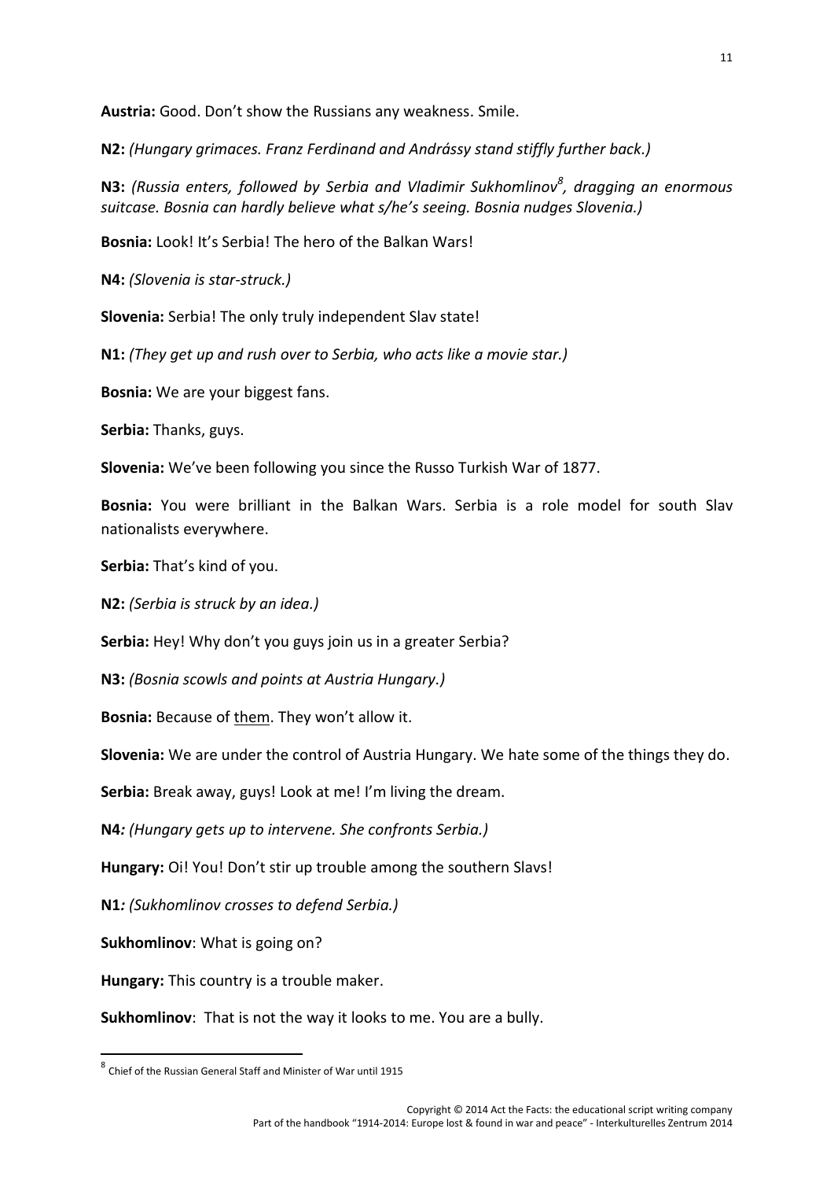**Austria:** Good. Don't show the Russians any weakness. Smile.

**N2:** *(Hungary grimaces. Franz Ferdinand and Andrássy stand stiffly further back.)*

**N3:** *(Russia enters, followed by Serbia and Vladimir Sukhomlinov[8], dragging an enormous suitcase. Bosnia can hardly believe what s/he's seeing. Bosnia nudges Slovenia.)*

**Bosnia:** Look! It's Serbia! The hero of the Balkan Wars!

**N4:** *(Slovenia is star-struck.)*

**Slovenia:** Serbia! The only truly independent Slav state!

**N1:** *(They get up and rush over to Serbia, who acts like a movie star.)*

**Bosnia:** We are your biggest fans.

**Serbia:** Thanks, guys.

**Slovenia:** We've been following you since the Russo Turkish War of 1877.

**Bosnia:** You were brilliant in the Balkan Wars. Serbia is a role model for south Slav nationalists everywhere.

**Serbia:** That's kind of you.

**N2:** *(Serbia is struck by an idea.)*

**Serbia:** Hey! Why don't you guys join us in a greater Serbia?

**N3:** *(Bosnia scowls and points at Austria Hungary.)*

**Bosnia:** Because of <u>them</u>. They won't allow it.

**Slovenia:** We are under the control of Austria Hungary. We hate some of the things they do.

**Serbia:** Break away, guys! Look at me! I'm living the dream.

**N4***:* *(Hungary gets up to intervene. She confronts Serbia.)*

**Hungary:** Oi! You! Don't stir up trouble among the southern Slavs!

**N1***:* *(Sukhomlinov crosses to defend Serbia.)*

**Sukhomlinov**: What is going on?

**Hungary:** This country is a trouble maker.

**Sukhomlinov**: That is not the way it looks to me. You are a bully.

---

[8] Chief of the Russian General Staff and Minister of War until 1915

Copyright © 2014 Act the Facts: the educational script writing company
Part of the handbook "1914-2014: Europe lost & found in war and peace" - Interkulturelles Zentrum 2014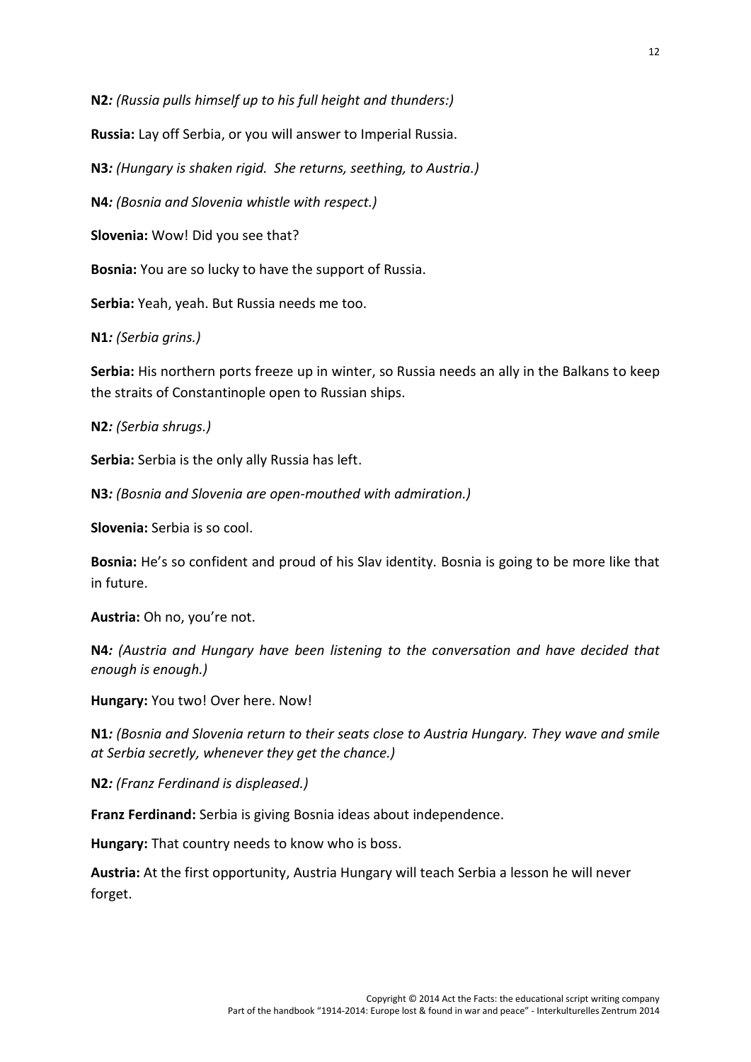**N2***: (Russia pulls himself up to his full height and thunders:)*

**Russia:** Lay off Serbia, or you will answer to Imperial Russia.

**N3***: (Hungary is shaken rigid. She returns, seething, to Austria.)*

**N4***: (Bosnia and Slovenia whistle with respect.)*

**Slovenia:** Wow! Did you see that?

**Bosnia:** You are so lucky to have the support of Russia.

**Serbia:** Yeah, yeah. But Russia needs me too.

**N1***: (Serbia grins.)*

**Serbia:** His northern ports freeze up in winter, so Russia needs an ally in the Balkans to keep the straits of Constantinople open to Russian ships.

**N2***: (Serbia shrugs.)*

**Serbia:** Serbia is the only ally Russia has left.

**N3***: (Bosnia and Slovenia are open-mouthed with admiration.)*

**Slovenia:** Serbia is so cool.

**Bosnia:** He's so confident and proud of his Slav identity. Bosnia is going to be more like that in future.

**Austria:** Oh no, you're not.

**N4***: (Austria and Hungary have been listening to the conversation and have decided that enough is enough.)*

**Hungary:** You two! Over here. Now!

**N1***: (Bosnia and Slovenia return to their seats close to Austria Hungary. They wave and smile at Serbia secretly, whenever they get the chance.)*

**N2***: (Franz Ferdinand is displeased.)*

**Franz Ferdinand:** Serbia is giving Bosnia ideas about independence.

**Hungary:** That country needs to know who is boss.

**Austria:** At the first opportunity, Austria Hungary will teach Serbia a lesson he will never forget.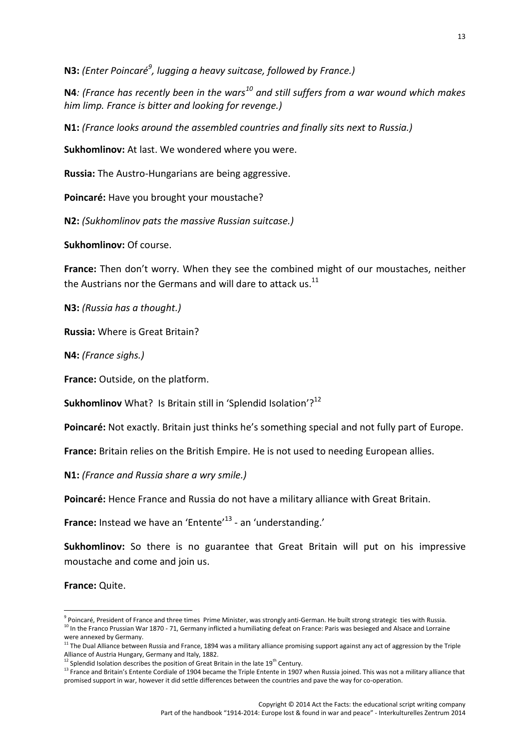**N3:** *(Enter Poincaré[9], lugging a heavy suitcase, followed by France.)*

**N4***: (France has recently been in the wars[10] and still suffers from a war wound which makes him limp. France is bitter and looking for revenge.)*

**N1:** *(France looks around the assembled countries and finally sits next to Russia.)*

**Sukhomlinov:** At last. We wondered where you were.

**Russia:** The Austro-Hungarians are being aggressive.

**Poincaré:** Have you brought your moustache?

**N2:** *(Sukhomlinov pats the massive Russian suitcase.)*

**Sukhomlinov:** Of course.

**France:** Then don't worry. When they see the combined might of our moustaches, neither the Austrians nor the Germans and will dare to attack us.[11]

**N3:** *(Russia has a thought.)*

**Russia:** Where is Great Britain?

**N4:** *(France sighs.)*

**France:** Outside, on the platform.

**Sukhomlinov** What? Is Britain still in 'Splendid Isolation'?[12]

**Poincaré:** Not exactly. Britain just thinks he's something special and not fully part of Europe.

**France:** Britain relies on the British Empire. He is not used to needing European allies.

**N1:** *(France and Russia share a wry smile.)*

**Poincaré:** Hence France and Russia do not have a military alliance with Great Britain.

**France:** Instead we have an 'Entente'[13] - an 'understanding.'

**Sukhomlinov:** So there is no guarantee that Great Britain will put on his impressive moustache and come and join us.

**France:** Quite.

---

[9] Poincaré, President of France and three times Prime Minister, was strongly anti-German. He built strong strategic ties with Russia.

[10] In the Franco Prussian War 1870 - 71, Germany inflicted a humiliating defeat on France: Paris was besieged and Alsace and Lorraine were annexed by Germany.

[11] The Dual Alliance between Russia and France, 1894 was a military alliance promising support against any act of aggression by the Triple Alliance of Austria Hungary, Germany and Italy, 1882.

[12] Splendid Isolation describes the position of Great Britain in the late 19th Century.

[13] France and Britain's Entente Cordiale of 1904 became the Triple Entente in 1907 when Russia joined. This was not a military alliance that promised support in war, however it did settle differences between the countries and pave the way for co-operation.

Copyright © 2014 Act the Facts: the educational script writing company
Part of the handbook "1914-2014: Europe lost & found in war and peace" - Interkulturelles Zentrum 2014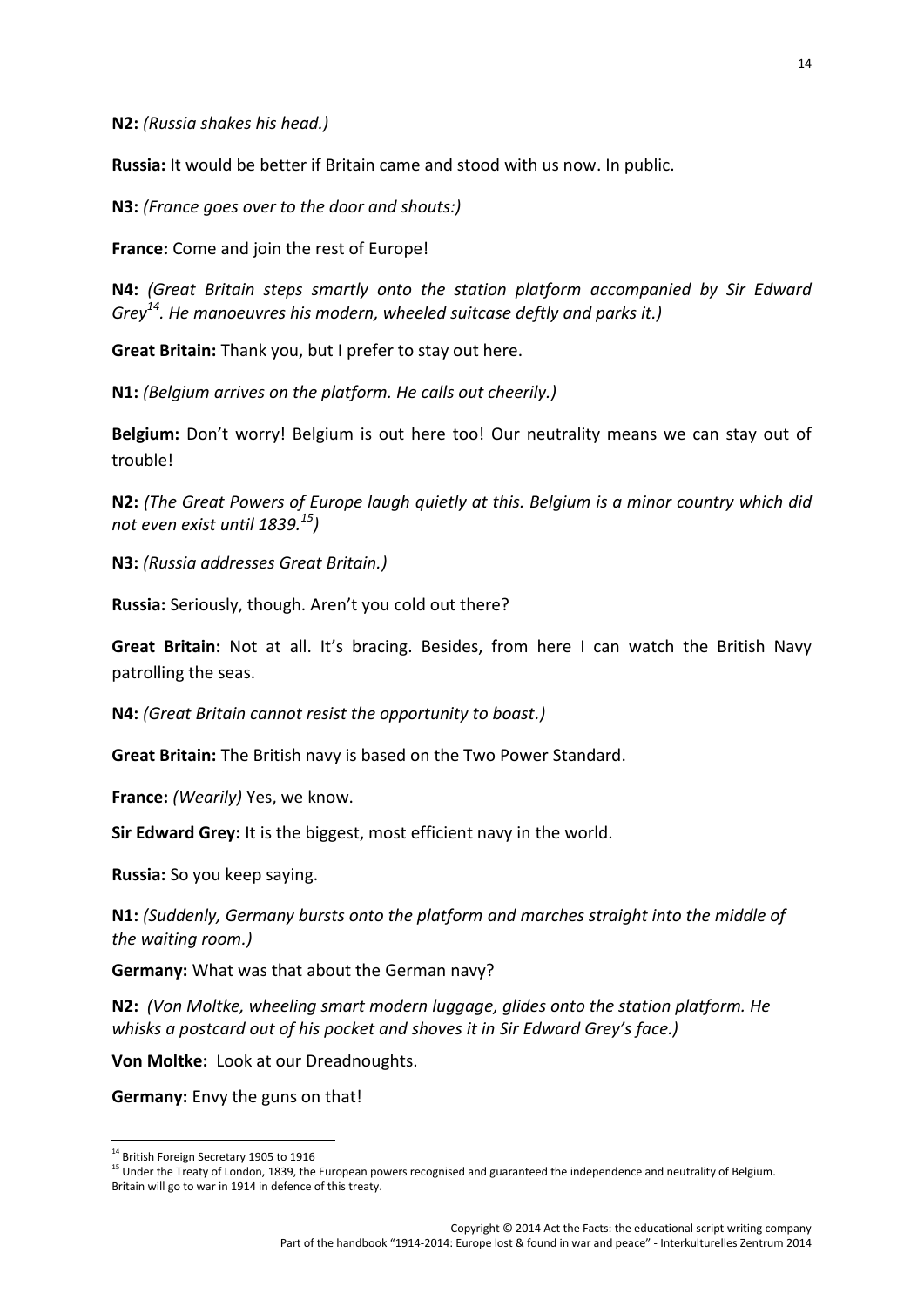**N2:** *(Russia shakes his head.)*

**Russia:** It would be better if Britain came and stood with us now. In public.

**N3:** *(France goes over to the door and shouts:)*

**France:** Come and join the rest of Europe!

**N4:** *(Great Britain steps smartly onto the station platform accompanied by Sir Edward Grey[14]. He manoeuvres his modern, wheeled suitcase deftly and parks it.)*

**Great Britain:** Thank you, but I prefer to stay out here.

**N1:** *(Belgium arrives on the platform. He calls out cheerily.)*

**Belgium:** Don't worry! Belgium is out here too! Our neutrality means we can stay out of trouble!

**N2:** *(The Great Powers of Europe laugh quietly at this. Belgium is a minor country which did not even exist until 1839.[15])*

**N3:** *(Russia addresses Great Britain.)*

**Russia:** Seriously, though. Aren't you cold out there?

**Great Britain:** Not at all. It's bracing. Besides, from here I can watch the British Navy patrolling the seas.

**N4:** *(Great Britain cannot resist the opportunity to boast.)*

**Great Britain:** The British navy is based on the Two Power Standard.

**France:** *(Wearily)* Yes, we know.

**Sir Edward Grey:** It is the biggest, most efficient navy in the world.

**Russia:** So you keep saying.

**N1:** *(Suddenly, Germany bursts onto the platform and marches straight into the middle of the waiting room.)*

**Germany:** What was that about the German navy?

**N2:** *(Von Moltke, wheeling smart modern luggage, glides onto the station platform. He whisks a postcard out of his pocket and shoves it in Sir Edward Grey's face.)*

**Von Moltke:** Look at our Dreadnoughts.

**Germany:** Envy the guns on that!

---

[14] British Foreign Secretary 1905 to 1916

[15] Under the Treaty of London, 1839, the European powers recognised and guaranteed the independence and neutrality of Belgium. Britain will go to war in 1914 in defence of this treaty.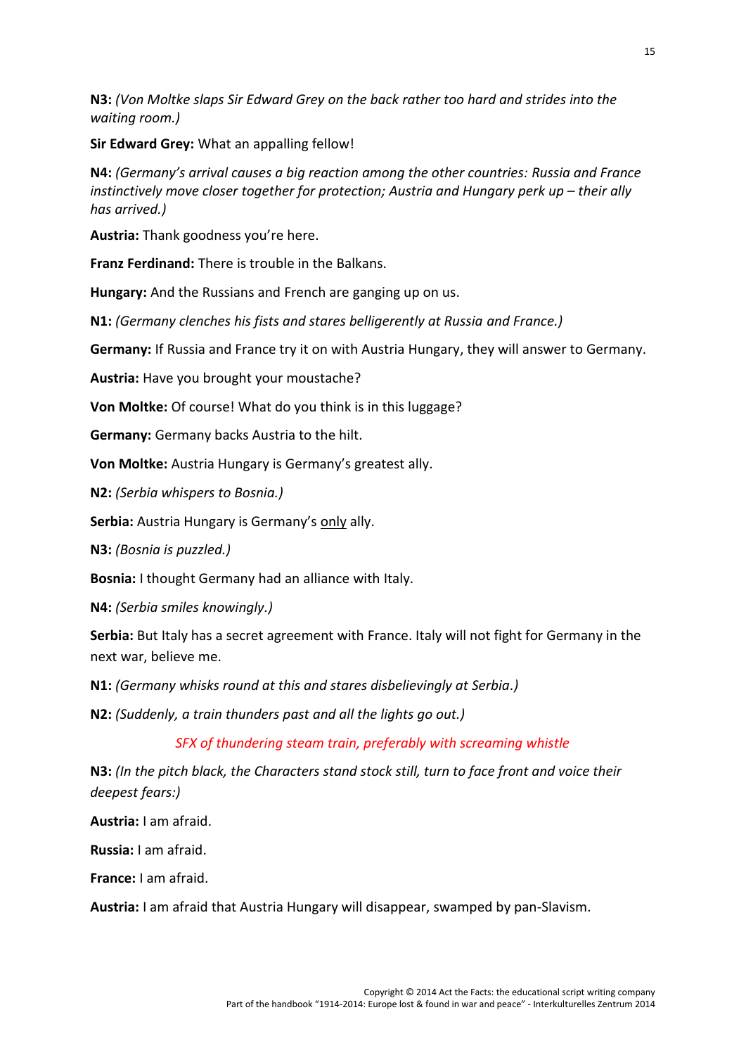**N3:** *(Von Moltke slaps Sir Edward Grey on the back rather too hard and strides into the waiting room.)*

**Sir Edward Grey:** What an appalling fellow!

**N4:** *(Germany's arrival causes a big reaction among the other countries: Russia and France instinctively move closer together for protection; Austria and Hungary perk up – their ally has arrived.)*

**Austria:** Thank goodness you're here.

**Franz Ferdinand:** There is trouble in the Balkans.

**Hungary:** And the Russians and French are ganging up on us.

**N1:** *(Germany clenches his fists and stares belligerently at Russia and France.)*

**Germany:** If Russia and France try it on with Austria Hungary, they will answer to Germany.

**Austria:** Have you brought your moustache?

**Von Moltke:** Of course! What do you think is in this luggage?

**Germany:** Germany backs Austria to the hilt.

**Von Moltke:** Austria Hungary is Germany's greatest ally.

**N2:** *(Serbia whispers to Bosnia.)*

**Serbia:** Austria Hungary is Germany's <u>only</u> ally.

**N3:** *(Bosnia is puzzled.)*

**Bosnia:** I thought Germany had an alliance with Italy.

**N4:** *(Serbia smiles knowingly.)*

**Serbia:** But Italy has a secret agreement with France. Italy will not fight for Germany in the next war, believe me.

**N1:** *(Germany whisks round at this and stares disbelievingly at Serbia.)*

**N2:** *(Suddenly, a train thunders past and all the lights go out.)*

*SFX of thundering steam train, preferably with screaming whistle*

**N3:** *(In the pitch black, the Characters stand stock still, turn to face front and voice their deepest fears:)*

**Austria:** I am afraid.

**Russia:** I am afraid.

**France:** I am afraid.

**Austria:** I am afraid that Austria Hungary will disappear, swamped by pan-Slavism.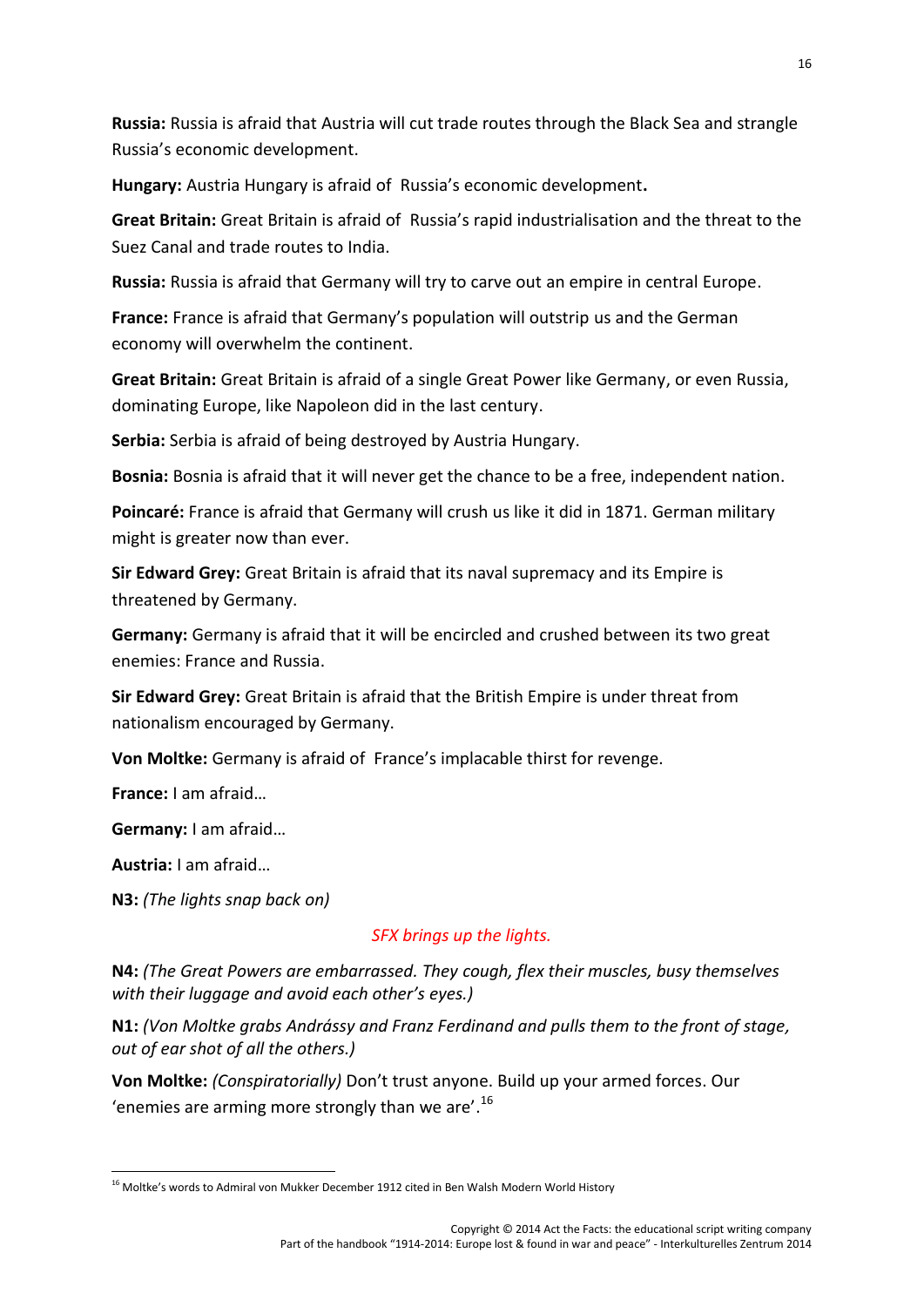**Russia:** Russia is afraid that Austria will cut trade routes through the Black Sea and strangle Russia's economic development.

**Hungary:** Austria Hungary is afraid of Russia's economic development**.**

**Great Britain:** Great Britain is afraid of Russia's rapid industrialisation and the threat to the Suez Canal and trade routes to India.

**Russia:** Russia is afraid that Germany will try to carve out an empire in central Europe.

**France:** France is afraid that Germany's population will outstrip us and the German economy will overwhelm the continent.

**Great Britain:** Great Britain is afraid of a single Great Power like Germany, or even Russia, dominating Europe, like Napoleon did in the last century.

**Serbia:** Serbia is afraid of being destroyed by Austria Hungary.

**Bosnia:** Bosnia is afraid that it will never get the chance to be a free, independent nation.

**Poincaré:** France is afraid that Germany will crush us like it did in 1871. German military might is greater now than ever.

**Sir Edward Grey:** Great Britain is afraid that its naval supremacy and its Empire is threatened by Germany.

**Germany:** Germany is afraid that it will be encircled and crushed between its two great enemies: France and Russia.

**Sir Edward Grey:** Great Britain is afraid that the British Empire is under threat from nationalism encouraged by Germany.

**Von Moltke:** Germany is afraid of France's implacable thirst for revenge.

**France:** I am afraid…

**Germany:** I am afraid…

**Austria:** I am afraid…

**N3:** *(The lights snap back on)*

*SFX brings up the lights.*

**N4:** *(The Great Powers are embarrassed. They cough, flex their muscles, busy themselves with their luggage and avoid each other's eyes.)*

**N1:** *(Von Moltke grabs Andrássy and Franz Ferdinand and pulls them to the front of stage, out of ear shot of all the others.)*

**Von Moltke:** *(Conspiratorially)* Don't trust anyone. Build up your armed forces. Our 'enemies are arming more strongly than we are'.[16]

---

[16] Moltke's words to Admiral von Mukker December 1912 cited in Ben Walsh Modern World History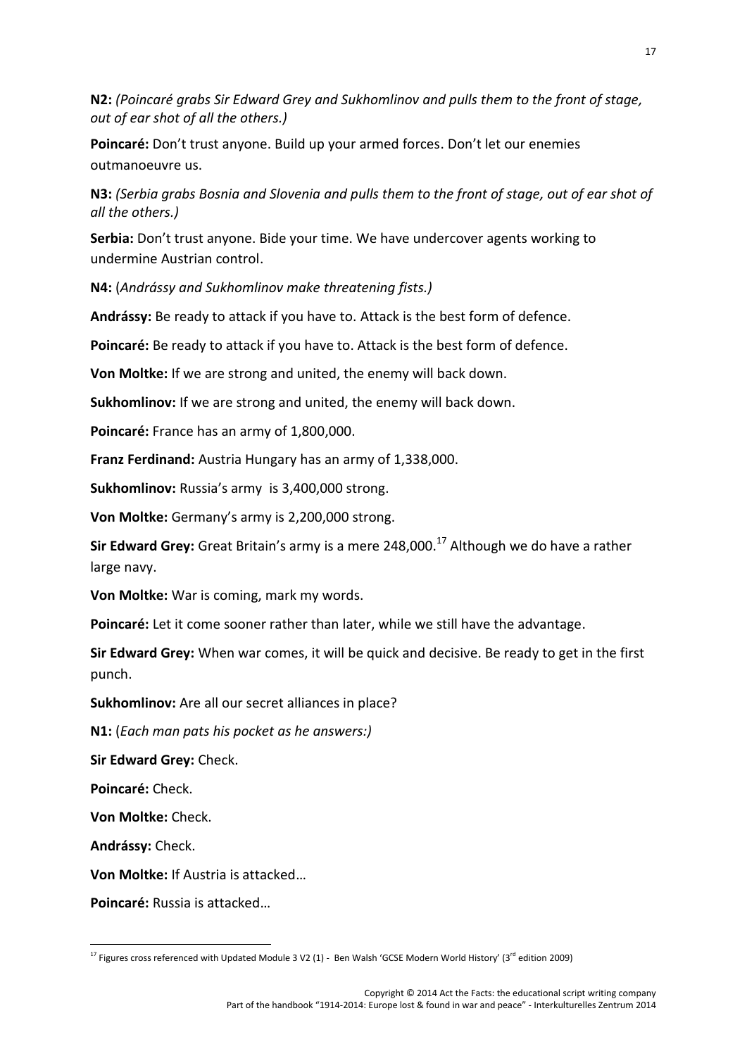**N2:** *(Poincaré grabs Sir Edward Grey and Sukhomlinov and pulls them to the front of stage, out of ear shot of all the others.)*

**Poincaré:** Don't trust anyone. Build up your armed forces. Don't let our enemies outmanoeuvre us.

**N3:** *(Serbia grabs Bosnia and Slovenia and pulls them to the front of stage, out of ear shot of all the others.)*

**Serbia:** Don't trust anyone. Bide your time. We have undercover agents working to undermine Austrian control.

**N4:** (*Andrássy and Sukhomlinov make threatening fists.)*

**Andrássy:** Be ready to attack if you have to. Attack is the best form of defence.

**Poincaré:** Be ready to attack if you have to. Attack is the best form of defence.

**Von Moltke:** If we are strong and united, the enemy will back down.

**Sukhomlinov:** If we are strong and united, the enemy will back down.

**Poincaré:** France has an army of 1,800,000.

**Franz Ferdinand:** Austria Hungary has an army of 1,338,000.

**Sukhomlinov:** Russia's army is 3,400,000 strong.

**Von Moltke:** Germany's army is 2,200,000 strong.

**Sir Edward Grey:** Great Britain's army is a mere 248,000.[17] Although we do have a rather large navy.

**Von Moltke:** War is coming, mark my words.

**Poincaré:** Let it come sooner rather than later, while we still have the advantage.

**Sir Edward Grey:** When war comes, it will be quick and decisive. Be ready to get in the first punch.

**Sukhomlinov:** Are all our secret alliances in place?

**N1:** (*Each man pats his pocket as he answers:)*

**Sir Edward Grey:** Check.

**Poincaré:** Check.

**Von Moltke:** Check.

**Andrássy:** Check.

**Von Moltke:** If Austria is attacked…

**Poincaré:** Russia is attacked…

---

[17] Figures cross referenced with Updated Module 3 V2 (1) - Ben Walsh 'GCSE Modern World History' (3rd edition 2009)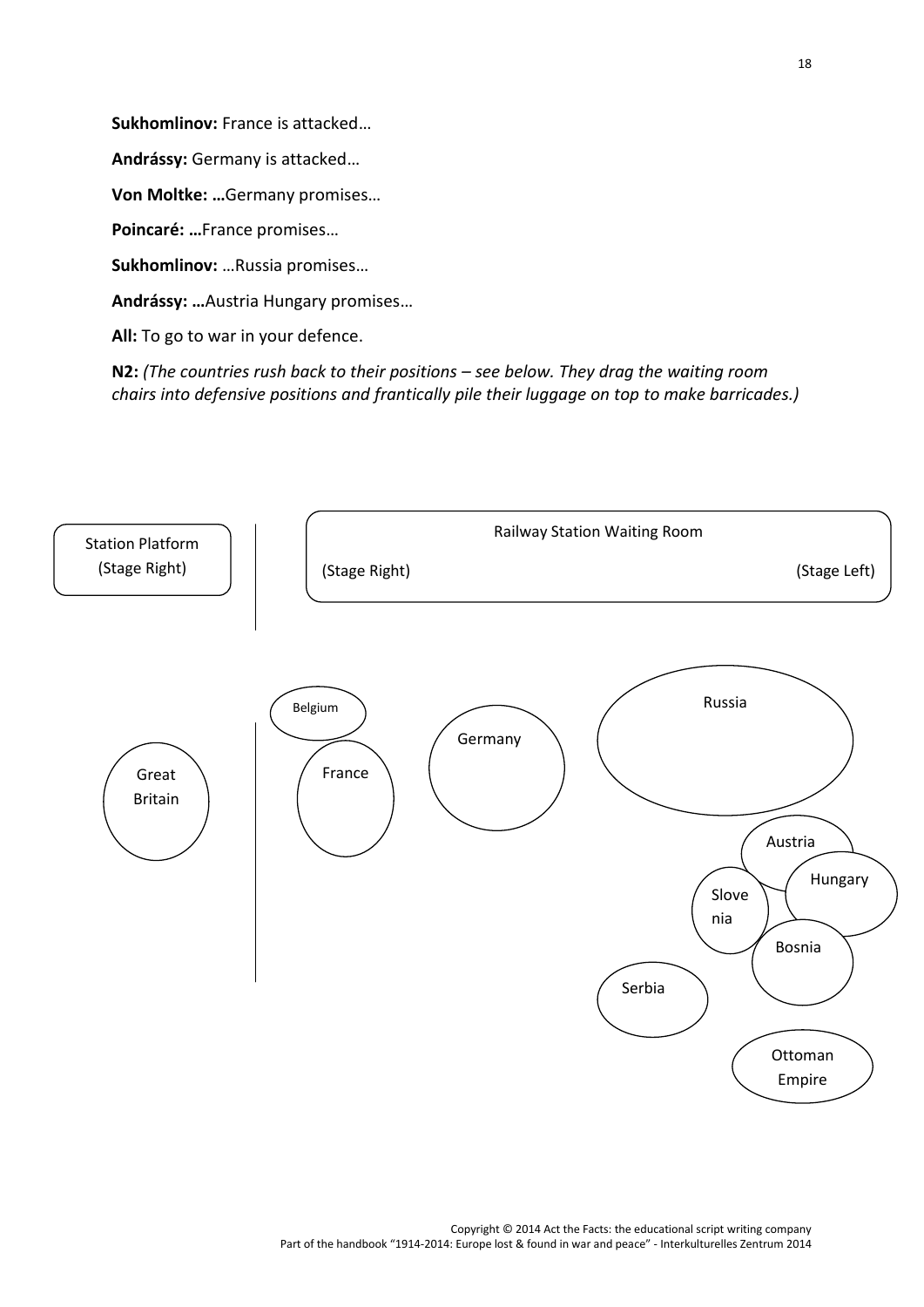**Sukhomlinov:** France is attacked…

**Andrássy:** Germany is attacked…

**Von Moltke: …**Germany promises…

**Poincaré: …**France promises…

**Sukhomlinov:** …Russia promises…

**Andrássy: …**Austria Hungary promises…

**All:** To go to war in your defence.

**N2:** *(The countries rush back to their positions – see below. They drag the waiting room chairs into defensive positions and frantically pile their luggage on top to make barricades.)*

Station Platform (Stage Right)

Railway Station Waiting Room

(Stage Right) (Stage Left)

Belgium

France

Great Britain

Germany

Russia

Austria

Hungary

Slovenia

Bosnia

Serbia

Ottoman Empire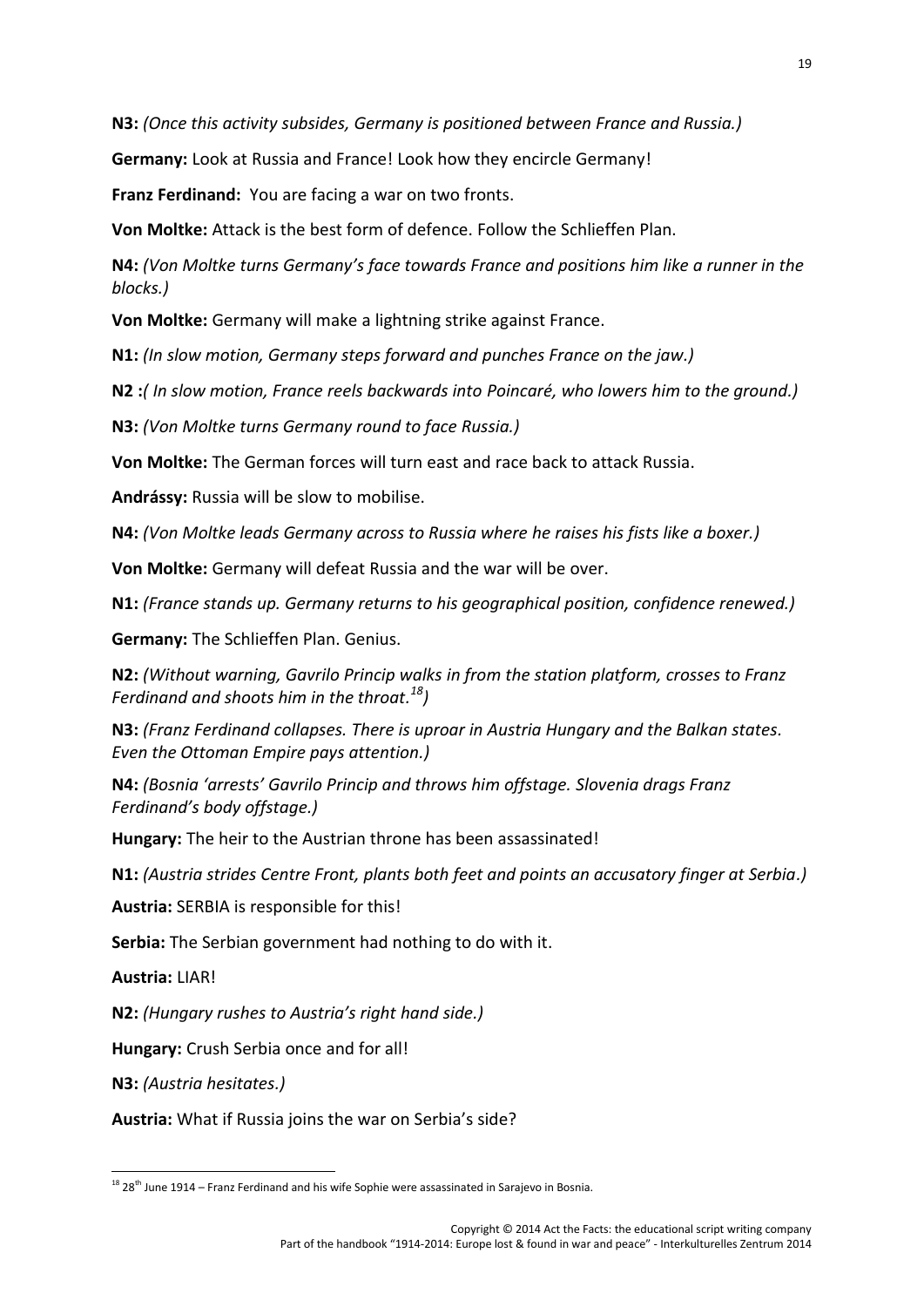**N3:** *(Once this activity subsides, Germany is positioned between France and Russia.)*

**Germany:** Look at Russia and France! Look how they encircle Germany!

**Franz Ferdinand:** You are facing a war on two fronts.

**Von Moltke:** Attack is the best form of defence. Follow the Schlieffen Plan.

**N4:** *(Von Moltke turns Germany's face towards France and positions him like a runner in the blocks.)*

**Von Moltke:** Germany will make a lightning strike against France.

**N1:** *(In slow motion, Germany steps forward and punches France on the jaw.)*

**N2 :** *( In slow motion, France reels backwards into Poincaré, who lowers him to the ground.)*

**N3:** *(Von Moltke turns Germany round to face Russia.)*

**Von Moltke:** The German forces will turn east and race back to attack Russia.

**Andrássy:** Russia will be slow to mobilise.

**N4:** *(Von Moltke leads Germany across to Russia where he raises his fists like a boxer.)*

**Von Moltke:** Germany will defeat Russia and the war will be over.

**N1:** *(France stands up. Germany returns to his geographical position, confidence renewed.)*

**Germany:** The Schlieffen Plan. Genius.

**N2:** *(Without warning, Gavrilo Princip walks in from the station platform, crosses to Franz Ferdinand and shoots him in the throat.[18])*

**N3:** *(Franz Ferdinand collapses. There is uproar in Austria Hungary and the Balkan states. Even the Ottoman Empire pays attention.)*

**N4:** *(Bosnia 'arrests' Gavrilo Princip and throws him offstage. Slovenia drags Franz Ferdinand's body offstage.)*

**Hungary:** The heir to the Austrian throne has been assassinated!

**N1:** *(Austria strides Centre Front, plants both feet and points an accusatory finger at Serbia.)*

**Austria:** SERBIA is responsible for this!

**Serbia:** The Serbian government had nothing to do with it.

**Austria:** LIAR!

**N2:** *(Hungary rushes to Austria's right hand side.)*

**Hungary:** Crush Serbia once and for all!

**N3:** *(Austria hesitates.)*

**Austria:** What if Russia joins the war on Serbia's side?

---

[18] 28th June 1914 – Franz Ferdinand and his wife Sophie were assassinated in Sarajevo in Bosnia.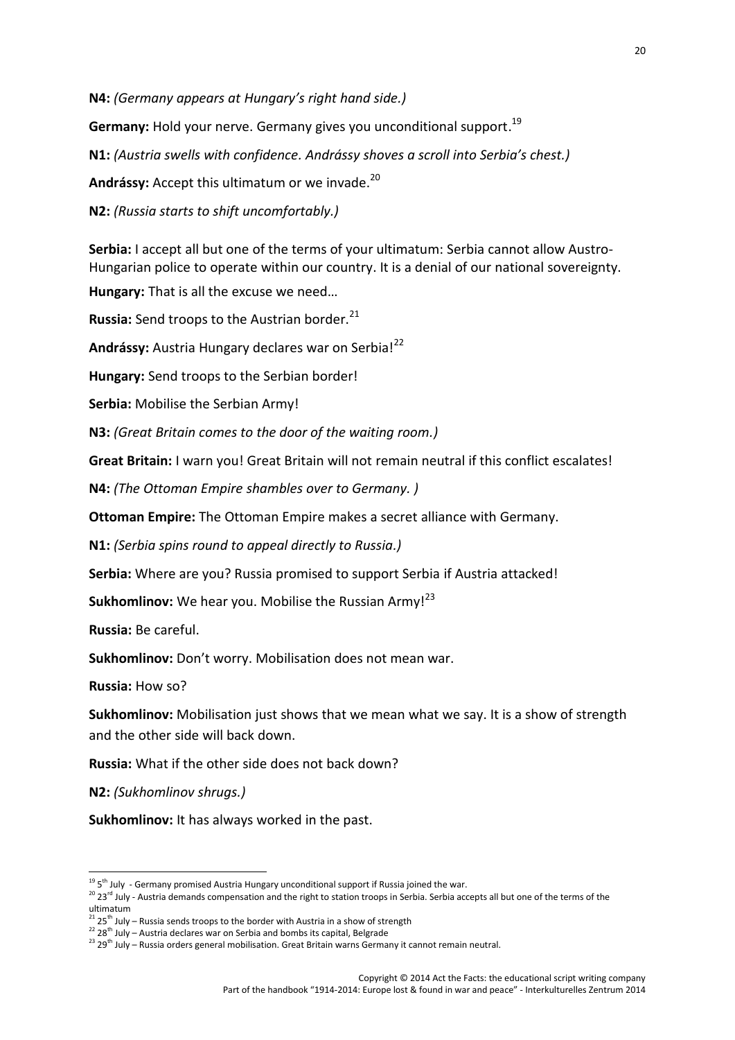**N4:** *(Germany appears at Hungary's right hand side.)*

**Germany:** Hold your nerve. Germany gives you unconditional support.[19]

**N1:** *(Austria swells with confidence. Andrássy shoves a scroll into Serbia's chest.)*

**Andrássy:** Accept this ultimatum or we invade.[20]

**N2:** *(Russia starts to shift uncomfortably.)*

**Serbia:** I accept all but one of the terms of your ultimatum: Serbia cannot allow Austro-Hungarian police to operate within our country. It is a denial of our national sovereignty.

**Hungary:** That is all the excuse we need…

**Russia:** Send troops to the Austrian border.[21]

**Andrássy:** Austria Hungary declares war on Serbia![22]

**Hungary:** Send troops to the Serbian border!

**Serbia:** Mobilise the Serbian Army!

**N3:** *(Great Britain comes to the door of the waiting room.)*

**Great Britain:** I warn you! Great Britain will not remain neutral if this conflict escalates!

**N4:** *(The Ottoman Empire shambles over to Germany. )*

**Ottoman Empire:** The Ottoman Empire makes a secret alliance with Germany.

**N1:** *(Serbia spins round to appeal directly to Russia.)*

**Serbia:** Where are you? Russia promised to support Serbia if Austria attacked!

**Sukhomlinov:** We hear you. Mobilise the Russian Army![23]

**Russia:** Be careful.

**Sukhomlinov:** Don't worry. Mobilisation does not mean war.

**Russia:** How so?

**Sukhomlinov:** Mobilisation just shows that we mean what we say. It is a show of strength and the other side will back down.

**Russia:** What if the other side does not back down?

**N2:** *(Sukhomlinov shrugs.)*

**Sukhomlinov:** It has always worked in the past.

---

[19] 5th July - Germany promised Austria Hungary unconditional support if Russia joined the war.

[20] 23rd July - Austria demands compensation and the right to station troops in Serbia. Serbia accepts all but one of the terms of the ultimatum

[21] 25th July – Russia sends troops to the border with Austria in a show of strength

[22] 28th July – Austria declares war on Serbia and bombs its capital, Belgrade

[23] 29th July – Russia orders general mobilisation. Great Britain warns Germany it cannot remain neutral.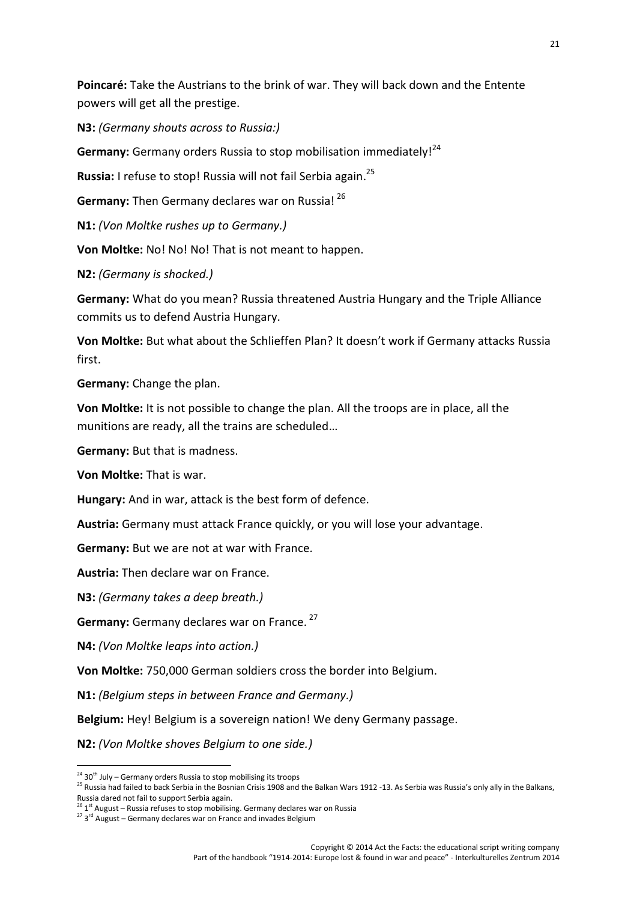**Poincaré:** Take the Austrians to the brink of war. They will back down and the Entente powers will get all the prestige.

**N3:** *(Germany shouts across to Russia:)*

**Germany:** Germany orders Russia to stop mobilisation immediately![24]

**Russia:** I refuse to stop! Russia will not fail Serbia again.[25]

**Germany:** Then Germany declares war on Russia! [26]

**N1:** *(Von Moltke rushes up to Germany.)*

**Von Moltke:** No! No! No! That is not meant to happen.

**N2:** *(Germany is shocked.)*

**Germany:** What do you mean? Russia threatened Austria Hungary and the Triple Alliance commits us to defend Austria Hungary.

**Von Moltke:** But what about the Schlieffen Plan? It doesn't work if Germany attacks Russia first.

**Germany:** Change the plan.

**Von Moltke:** It is not possible to change the plan. All the troops are in place, all the munitions are ready, all the trains are scheduled…

**Germany:** But that is madness.

**Von Moltke:** That is war.

**Hungary:** And in war, attack is the best form of defence.

**Austria:** Germany must attack France quickly, or you will lose your advantage.

**Germany:** But we are not at war with France.

**Austria:** Then declare war on France.

**N3:** *(Germany takes a deep breath.)*

**Germany:** Germany declares war on France. [27]

**N4:** *(Von Moltke leaps into action.)*

**Von Moltke:** 750,000 German soldiers cross the border into Belgium.

**N1:** *(Belgium steps in between France and Germany.)*

**Belgium:** Hey! Belgium is a sovereign nation! We deny Germany passage.

**N2:** *(Von Moltke shoves Belgium to one side.)*

---

[24] 30th July – Germany orders Russia to stop mobilising its troops

[25] Russia had failed to back Serbia in the Bosnian Crisis 1908 and the Balkan Wars 1912 -13. As Serbia was Russia's only ally in the Balkans, Russia dared not fail to support Serbia again.

[26] 1st August – Russia refuses to stop mobilising. Germany declares war on Russia

[27] 3rd August – Germany declares war on France and invades Belgium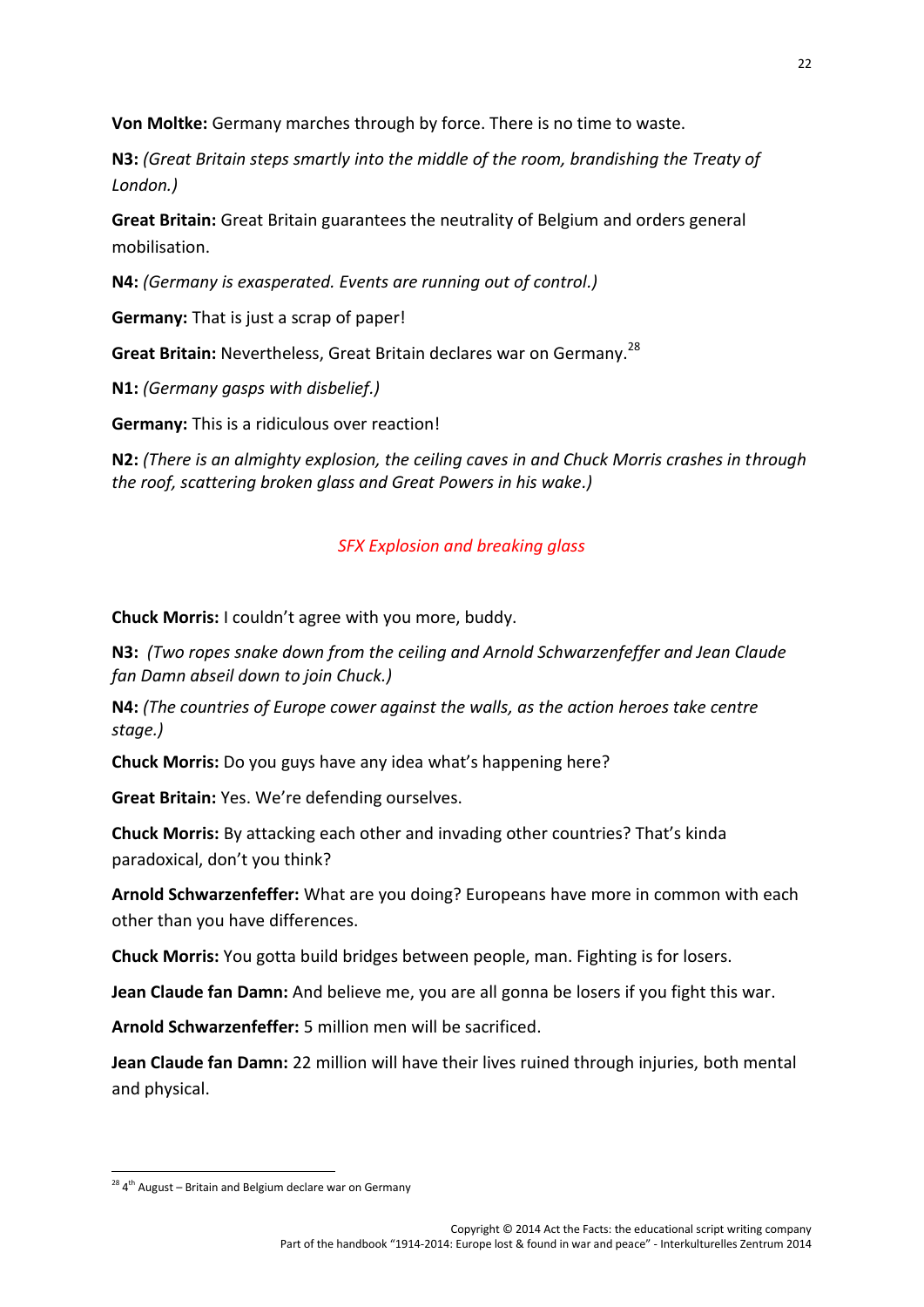**Von Moltke:** Germany marches through by force. There is no time to waste.

**N3:** *(Great Britain steps smartly into the middle of the room, brandishing the Treaty of London.)*

**Great Britain:** Great Britain guarantees the neutrality of Belgium and orders general mobilisation.

**N4:** *(Germany is exasperated. Events are running out of control.)*

**Germany:** That is just a scrap of paper!

**Great Britain:** Nevertheless, Great Britain declares war on Germany.[28]

**N1:** *(Germany gasps with disbelief.)*

**Germany:** This is a ridiculous over reaction!

**N2:** *(There is an almighty explosion, the ceiling caves in and Chuck Morris crashes in through the roof, scattering broken glass and Great Powers in his wake.)*

*SFX Explosion and breaking glass*

**Chuck Morris:** I couldn't agree with you more, buddy.

**N3:** *(Two ropes snake down from the ceiling and Arnold Schwarzenfeffer and Jean Claude fan Damn abseil down to join Chuck.)*

**N4:** *(The countries of Europe cower against the walls, as the action heroes take centre stage.)*

**Chuck Morris:** Do you guys have any idea what's happening here?

**Great Britain:** Yes. We're defending ourselves.

**Chuck Morris:** By attacking each other and invading other countries? That's kinda paradoxical, don't you think?

**Arnold Schwarzenfeffer:** What are you doing? Europeans have more in common with each other than you have differences.

**Chuck Morris:** You gotta build bridges between people, man. Fighting is for losers.

**Jean Claude fan Damn:** And believe me, you are all gonna be losers if you fight this war.

**Arnold Schwarzenfeffer:** 5 million men will be sacrificed.

**Jean Claude fan Damn:** 22 million will have their lives ruined through injuries, both mental and physical.

---

[28] 4th August – Britain and Belgium declare war on Germany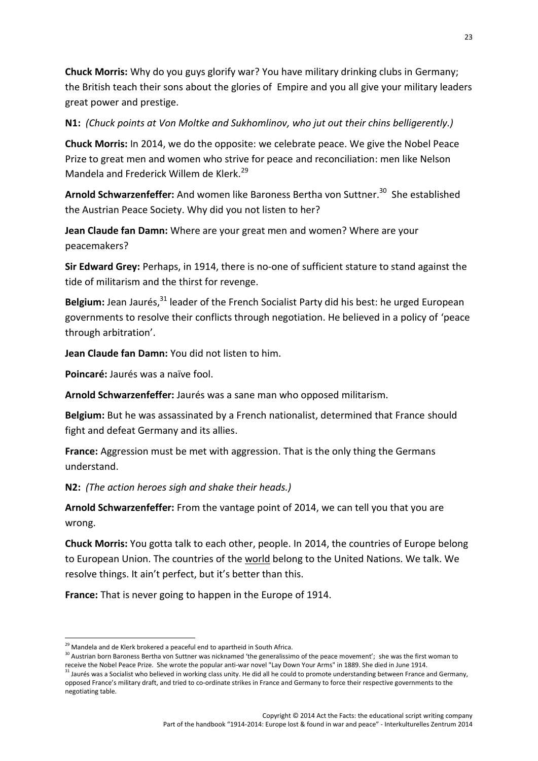**Chuck Morris:** Why do you guys glorify war? You have military drinking clubs in Germany; the British teach their sons about the glories of Empire and you all give your military leaders great power and prestige.

**N1:** *(Chuck points at Von Moltke and Sukhomlinov, who jut out their chins belligerently.)*

**Chuck Morris:** In 2014, we do the opposite: we celebrate peace. We give the Nobel Peace Prize to great men and women who strive for peace and reconciliation: men like Nelson Mandela and Frederick Willem de Klerk.[29]

**Arnold Schwarzenfeffer:** And women like Baroness Bertha von Suttner.[30] She established the Austrian Peace Society. Why did you not listen to her?

**Jean Claude fan Damn:** Where are your great men and women? Where are your peacemakers?

**Sir Edward Grey:** Perhaps, in 1914, there is no-one of sufficient stature to stand against the tide of militarism and the thirst for revenge.

**Belgium:** Jean Jaurés,[31] leader of the French Socialist Party did his best: he urged European governments to resolve their conflicts through negotiation. He believed in a policy of 'peace through arbitration'.

**Jean Claude fan Damn:** You did not listen to him.

**Poincaré:** Jaurés was a naïve fool.

**Arnold Schwarzenfeffer:** Jaurés was a sane man who opposed militarism.

**Belgium:** But he was assassinated by a French nationalist, determined that France should fight and defeat Germany and its allies.

**France:** Aggression must be met with aggression. That is the only thing the Germans understand.

**N2:** *(The action heroes sigh and shake their heads.)*

**Arnold Schwarzenfeffer:** From the vantage point of 2014, we can tell you that you are wrong.

**Chuck Morris:** You gotta talk to each other, people. In 2014, the countries of Europe belong to European Union. The countries of the world belong to the United Nations. We talk. We resolve things. It ain't perfect, but it's better than this.

**France:** That is never going to happen in the Europe of 1914.

---

[29] Mandela and de Klerk brokered a peaceful end to apartheid in South Africa.

[30] Austrian born Baroness Bertha von Suttner was nicknamed 'the generalissimo of the peace movement'; she was the first woman to receive the Nobel Peace Prize. She wrote the popular anti-war novel "Lay Down Your Arms" in 1889. She died in June 1914.

[31] Jaurés was a Socialist who believed in working class unity. He did all he could to promote understanding between France and Germany, opposed France's military draft, and tried to co-ordinate strikes in France and Germany to force their respective governments to the negotiating table.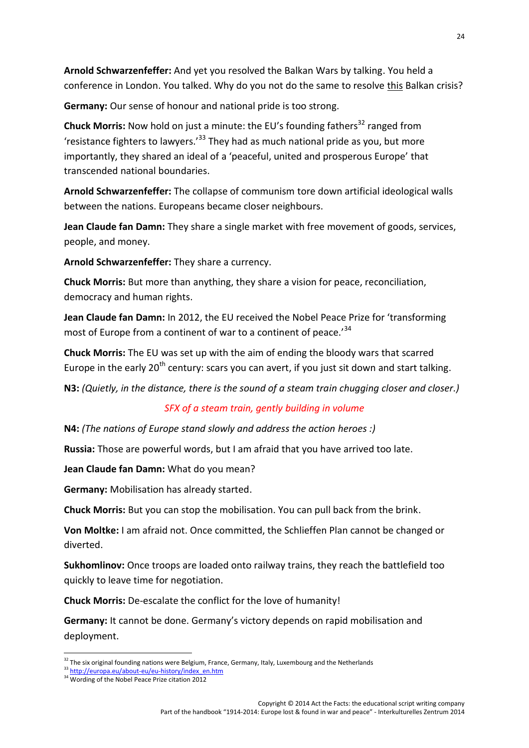**Arnold Schwarzenfeffer:** And yet you resolved the Balkan Wars by talking. You held a conference in London. You talked. Why do you not do the same to resolve this Balkan crisis?

**Germany:** Our sense of honour and national pride is too strong.

**Chuck Morris:** Now hold on just a minute: the EU's founding fathers[32] ranged from 'resistance fighters to lawyers.'[33] They had as much national pride as you, but more importantly, they shared an ideal of a 'peaceful, united and prosperous Europe' that transcended national boundaries.

**Arnold Schwarzenfeffer:** The collapse of communism tore down artificial ideological walls between the nations. Europeans became closer neighbours.

**Jean Claude fan Damn:** They share a single market with free movement of goods, services, people, and money.

**Arnold Schwarzenfeffer:** They share a currency.

**Chuck Morris:** But more than anything, they share a vision for peace, reconciliation, democracy and human rights.

**Jean Claude fan Damn:** In 2012, the EU received the Nobel Peace Prize for 'transforming most of Europe from a continent of war to a continent of peace.'[34]

**Chuck Morris:** The EU was set up with the aim of ending the bloody wars that scarred Europe in the early 20th century: scars you can avert, if you just sit down and start talking.

**N3:** *(Quietly, in the distance, there is the sound of a steam train chugging closer and closer.)*

*SFX of a steam train, gently building in volume*

**N4:** *(The nations of Europe stand slowly and address the action heroes :)*

**Russia:** Those are powerful words, but I am afraid that you have arrived too late.

**Jean Claude fan Damn:** What do you mean?

**Germany:** Mobilisation has already started.

**Chuck Morris:** But you can stop the mobilisation. You can pull back from the brink.

**Von Moltke:** I am afraid not. Once committed, the Schlieffen Plan cannot be changed or diverted.

**Sukhomlinov:** Once troops are loaded onto railway trains, they reach the battlefield too quickly to leave time for negotiation.

**Chuck Morris:** De-escalate the conflict for the love of humanity!

**Germany:** It cannot be done. Germany's victory depends on rapid mobilisation and deployment.

---

[32] The six original founding nations were Belgium, France, Germany, Italy, Luxembourg and the Netherlands

[33] http://europa.eu/about-eu/eu-history/index_en.htm

[34] Wording of the Nobel Peace Prize citation 2012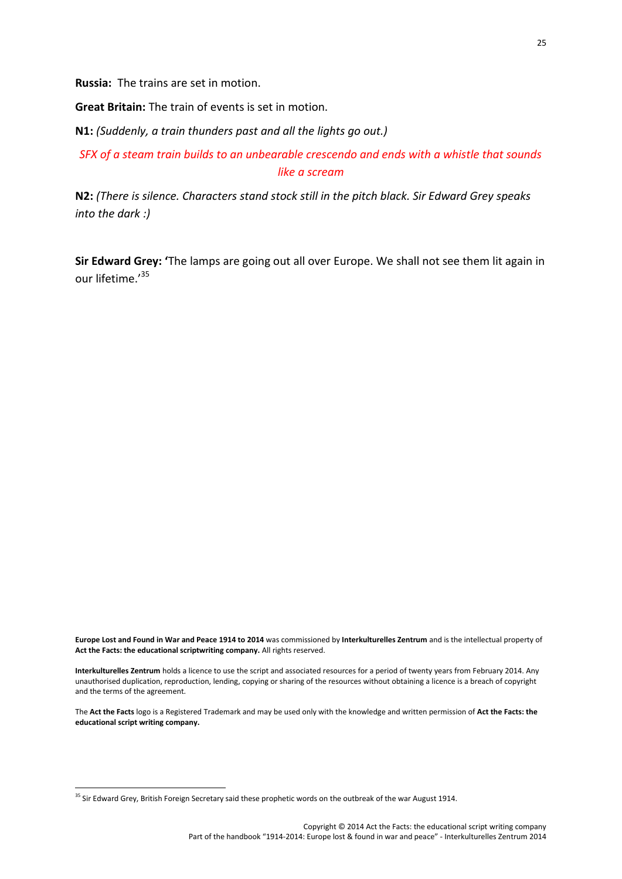**Russia:** The trains are set in motion.

**Great Britain:** The train of events is set in motion.

**N1:** *(Suddenly, a train thunders past and all the lights go out.)*

*SFX of a steam train builds to an unbearable crescendo and ends with a whistle that sounds like a scream*

**N2:** *(There is silence. Characters stand stock still in the pitch black. Sir Edward Grey speaks into the dark :)*

**Sir Edward Grey:** 'The lamps are going out all over Europe. We shall not see them lit again in our lifetime.'[35]

**Europe Lost and Found in War and Peace 1914 to 2014** was commissioned by **Interkulturelles Zentrum** and is the intellectual property of **Act the Facts: the educational scriptwriting company.** All rights reserved.

**Interkulturelles Zentrum** holds a licence to use the script and associated resources for a period of twenty years from February 2014. Any unauthorised duplication, reproduction, lending, copying or sharing of the resources without obtaining a licence is a breach of copyright and the terms of the agreement.

The **Act the Facts** logo is a Registered Trademark and may be used only with the knowledge and written permission of **Act the Facts: the educational script writing company.**

[35] Sir Edward Grey, British Foreign Secretary said these prophetic words on the outbreak of the war August 1914.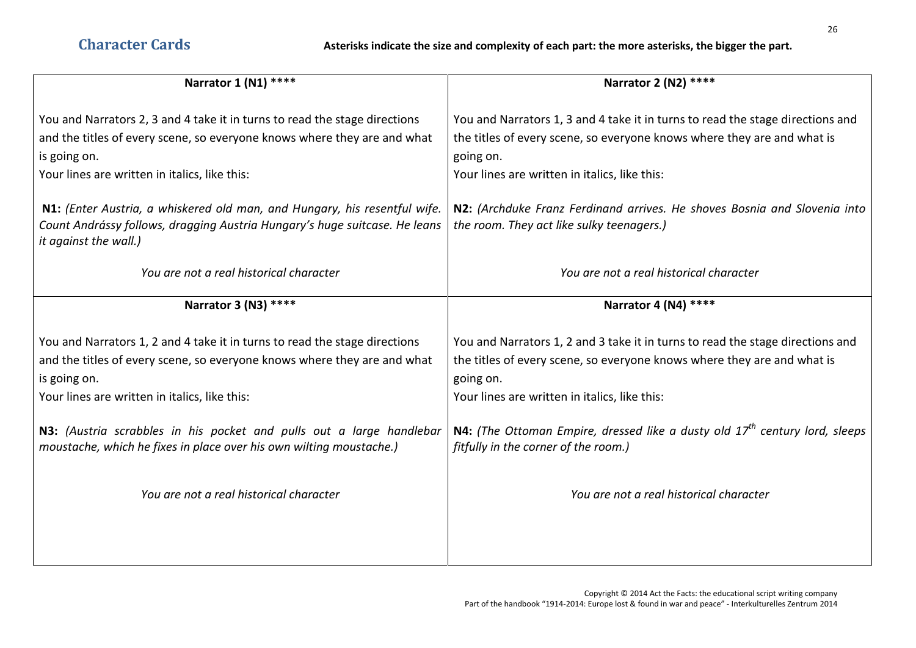## Character Cards

**Asterisks indicate the size and complexity of each part: the more asterisks, the bigger the part.**

| **Narrator 1 (N1) ****** | **Narrator 2 (N2) ****** |
| --- | --- |
| You and Narrators 2, 3 and 4 take it in turns to read the stage directions and the titles of every scene, so everyone knows where they are and what is going on.<br>Your lines are written in italics, like this:<br><br>**N1:** *(Enter Austria, a whiskered old man, and Hungary, his resentful wife. Count Andrássy follows, dragging Austria Hungary's huge suitcase. He leans it against the wall.)*<br><br>*You are not a real historical character* | You and Narrators 1, 3 and 4 take it in turns to read the stage directions and the titles of every scene, so everyone knows where they are and what is going on.<br>Your lines are written in italics, like this:<br><br>**N2:** *(Archduke Franz Ferdinand arrives. He shoves Bosnia and Slovenia into the room. They act like sulky teenagers.)*<br><br>*You are not a real historical character* |
| **Narrator 3 (N3) ****** | **Narrator 4 (N4) ****** |
| You and Narrators 1, 2 and 4 take it in turns to read the stage directions and the titles of every scene, so everyone knows where they are and what is going on.<br>Your lines are written in italics, like this:<br><br>**N3:** *(Austria scrabbles in his pocket and pulls out a large handlebar moustache, which he fixes in place over his own wilting moustache.)*<br><br>*You are not a real historical character* | You and Narrators 1, 2 and 3 take it in turns to read the stage directions and the titles of every scene, so everyone knows where they are and what is going on.<br>Your lines are written in italics, like this:<br><br>**N4:** *(The Ottoman Empire, dressed like a dusty old 17th century lord, sleeps fitfully in the corner of the room.)*<br><br>*You are not a real historical character* |

Copyright © 2014 Act the Facts: the educational script writing company
Part of the handbook "1914-2014: Europe lost & found in war and peace" - Interkulturelles Zentrum 2014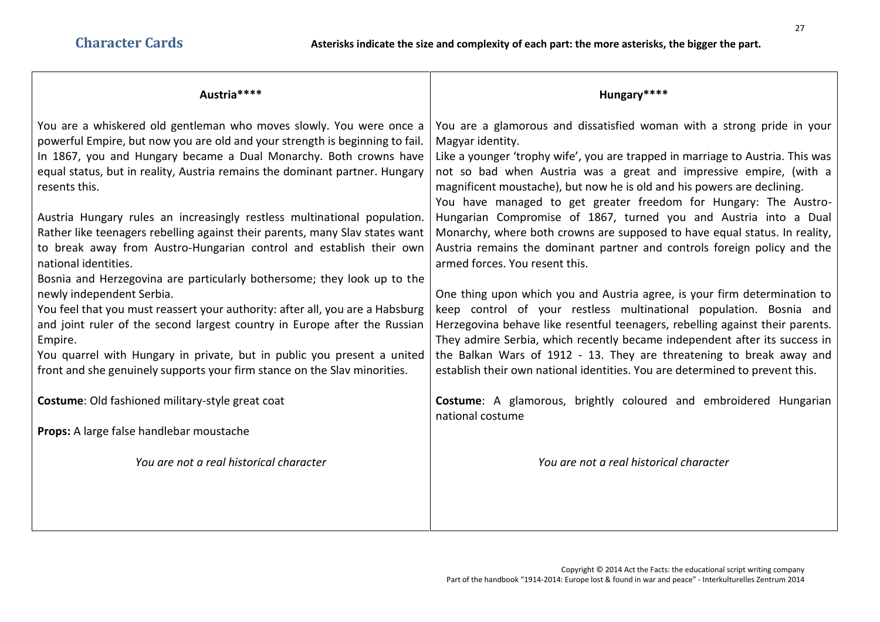## Character Cards

**Asterisks indicate the size and complexity of each part: the more asterisks, the bigger the part.**

### Austria****

You are a whiskered old gentleman who moves slowly. You were once a powerful Empire, but now you are old and your strength is beginning to fail. In 1867, you and Hungary became a Dual Monarchy. Both crowns have equal status, but in reality, Austria remains the dominant partner. Hungary resents this.

Austria Hungary rules an increasingly restless multinational population. Rather like teenagers rebelling against their parents, many Slav states want to break away from Austro-Hungarian control and establish their own national identities.
Bosnia and Herzegovina are particularly bothersome; they look up to the newly independent Serbia.
You feel that you must reassert your authority: after all, you are a Habsburg and joint ruler of the second largest country in Europe after the Russian Empire.
You quarrel with Hungary in private, but in public you present a united front and she genuinely supports your firm stance on the Slav minorities.

**Costume**: Old fashioned military-style great coat

**Props:** A large false handlebar moustache

*You are not a real historical character*

### Hungary****

You are a glamorous and dissatisfied woman with a strong pride in your Magyar identity.
Like a younger 'trophy wife', you are trapped in marriage to Austria. This was not so bad when Austria was a great and impressive empire, (with a magnificent moustache), but now he is old and his powers are declining.
You have managed to get greater freedom for Hungary: The Austro-Hungarian Compromise of 1867, turned you and Austria into a Dual Monarchy, where both crowns are supposed to have equal status. In reality, Austria remains the dominant partner and controls foreign policy and the armed forces. You resent this.

One thing upon which you and Austria agree, is your firm determination to keep control of your restless multinational population. Bosnia and Herzegovina behave like resentful teenagers, rebelling against their parents. They admire Serbia, which recently became independent after its success in the Balkan Wars of 1912 - 13. They are threatening to break away and establish their own national identities. You are determined to prevent this.

**Costume**: A glamorous, brightly coloured and embroidered Hungarian national costume

*You are not a real historical character*

Copyright © 2014 Act the Facts: the educational script writing company
Part of the handbook "1914-2014: Europe lost & found in war and peace" - Interkulturelles Zentrum 2014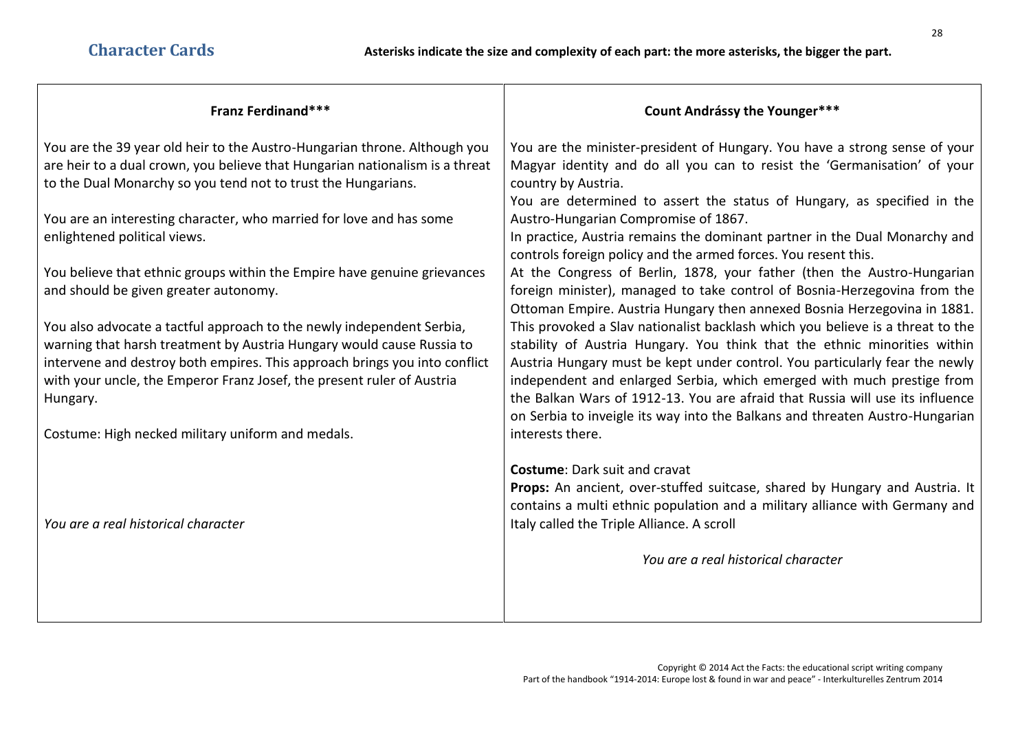## Character Cards

**Asterisks indicate the size and complexity of each part: the more asterisks, the bigger the part.**

### Franz Ferdinand***

You are the 39 year old heir to the Austro-Hungarian throne. Although you are heir to a dual crown, you believe that Hungarian nationalism is a threat to the Dual Monarchy so you tend not to trust the Hungarians.

You are an interesting character, who married for love and has some enlightened political views.

You believe that ethnic groups within the Empire have genuine grievances and should be given greater autonomy.

You also advocate a tactful approach to the newly independent Serbia, warning that harsh treatment by Austria Hungary would cause Russia to intervene and destroy both empires. This approach brings you into conflict with your uncle, the Emperor Franz Josef, the present ruler of Austria Hungary.

Costume: High necked military uniform and medals.

*You are a real historical character*

### Count Andrássy the Younger***

You are the minister-president of Hungary. You have a strong sense of your Magyar identity and do all you can to resist the 'Germanisation' of your country by Austria.
You are determined to assert the status of Hungary, as specified in the Austro-Hungarian Compromise of 1867.
In practice, Austria remains the dominant partner in the Dual Monarchy and controls foreign policy and the armed forces. You resent this.
At the Congress of Berlin, 1878, your father (then the Austro-Hungarian foreign minister), managed to take control of Bosnia-Herzegovina from the Ottoman Empire. Austria Hungary then annexed Bosnia Herzegovina in 1881. This provoked a Slav nationalist backlash which you believe is a threat to the stability of Austria Hungary. You think that the ethnic minorities within Austria Hungary must be kept under control. You particularly fear the newly independent and enlarged Serbia, which emerged with much prestige from the Balkan Wars of 1912-13. You are afraid that Russia will use its influence on Serbia to inveigle its way into the Balkans and threaten Austro-Hungarian interests there.

**Costume**: Dark suit and cravat
**Props:** An ancient, over-stuffed suitcase, shared by Hungary and Austria. It contains a multi ethnic population and a military alliance with Germany and Italy called the Triple Alliance. A scroll

*You are a real historical character*

Copyright © 2014 Act the Facts: the educational script writing company
Part of the handbook "1914-2014: Europe lost & found in war and peace" - Interkulturelles Zentrum 2014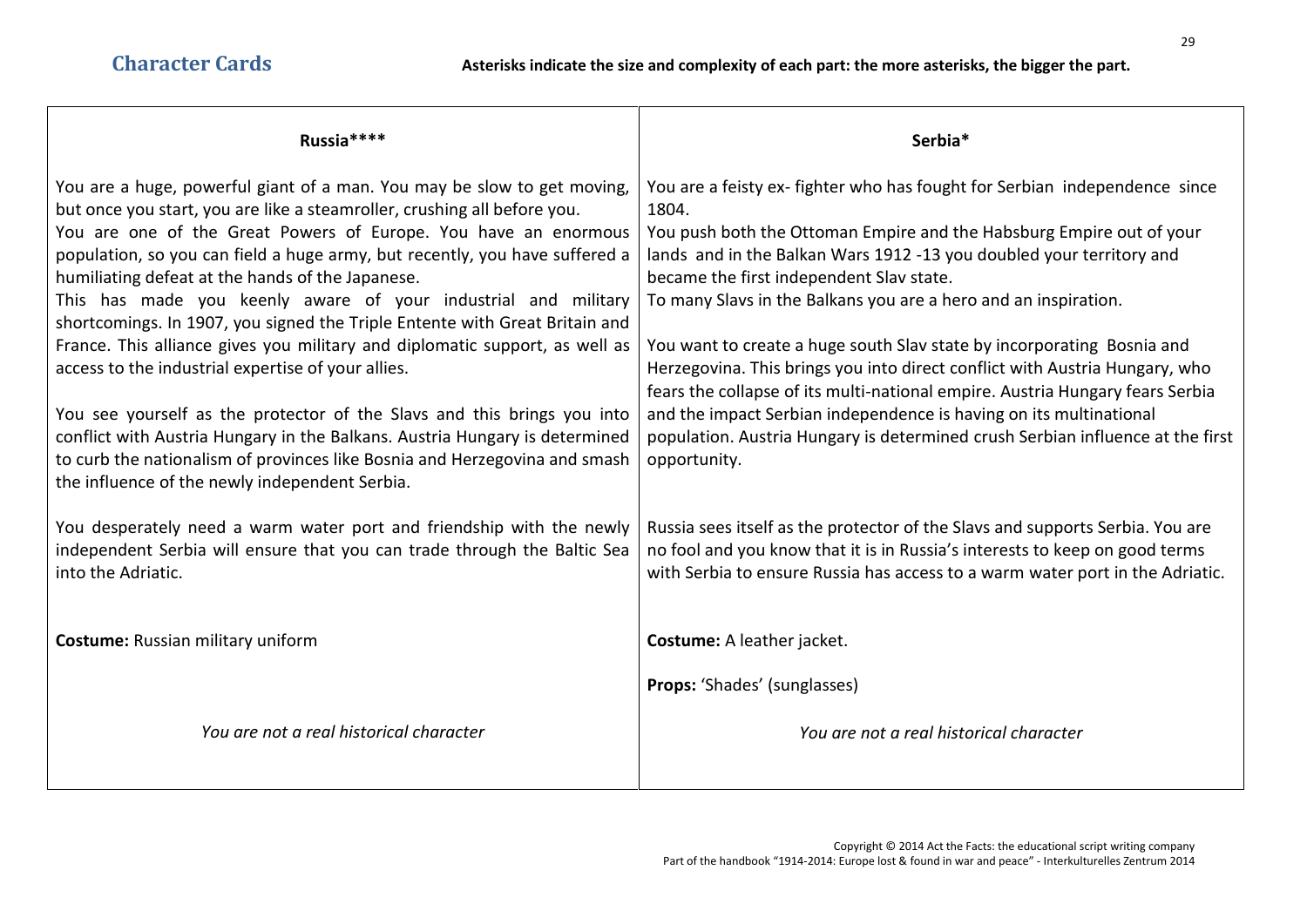## Character Cards

**Asterisks indicate the size and complexity of each part: the more asterisks, the bigger the part.**

### Russia****

You are a huge, powerful giant of a man. You may be slow to get moving, but once you start, you are like a steamroller, crushing all before you.
You are one of the Great Powers of Europe. You have an enormous population, so you can field a huge army, but recently, you have suffered a humiliating defeat at the hands of the Japanese.
This has made you keenly aware of your industrial and military shortcomings. In 1907, you signed the Triple Entente with Great Britain and France. This alliance gives you military and diplomatic support, as well as access to the industrial expertise of your allies.

You see yourself as the protector of the Slavs and this brings you into conflict with Austria Hungary in the Balkans. Austria Hungary is determined to curb the nationalism of provinces like Bosnia and Herzegovina and smash the influence of the newly independent Serbia.

You desperately need a warm water port and friendship with the newly independent Serbia will ensure that you can trade through the Baltic Sea into the Adriatic.

**Costume:** Russian military uniform

*You are not a real historical character*

### Serbia*

You are a feisty ex- fighter who has fought for Serbian independence since 1804.
You push both the Ottoman Empire and the Habsburg Empire out of your lands and in the Balkan Wars 1912 -13 you doubled your territory and became the first independent Slav state.
To many Slavs in the Balkans you are a hero and an inspiration.

You want to create a huge south Slav state by incorporating Bosnia and Herzegovina. This brings you into direct conflict with Austria Hungary, who fears the collapse of its multi-national empire. Austria Hungary fears Serbia and the impact Serbian independence is having on its multinational population. Austria Hungary is determined crush Serbian influence at the first opportunity.

Russia sees itself as the protector of the Slavs and supports Serbia. You are no fool and you know that it is in Russia's interests to keep on good terms with Serbia to ensure Russia has access to a warm water port in the Adriatic.

**Costume:** A leather jacket.

**Props:** 'Shades' (sunglasses)

*You are not a real historical character*

Copyright © 2014 Act the Facts: the educational script writing company
Part of the handbook "1914-2014: Europe lost & found in war and peace" - Interkulturelles Zentrum 2014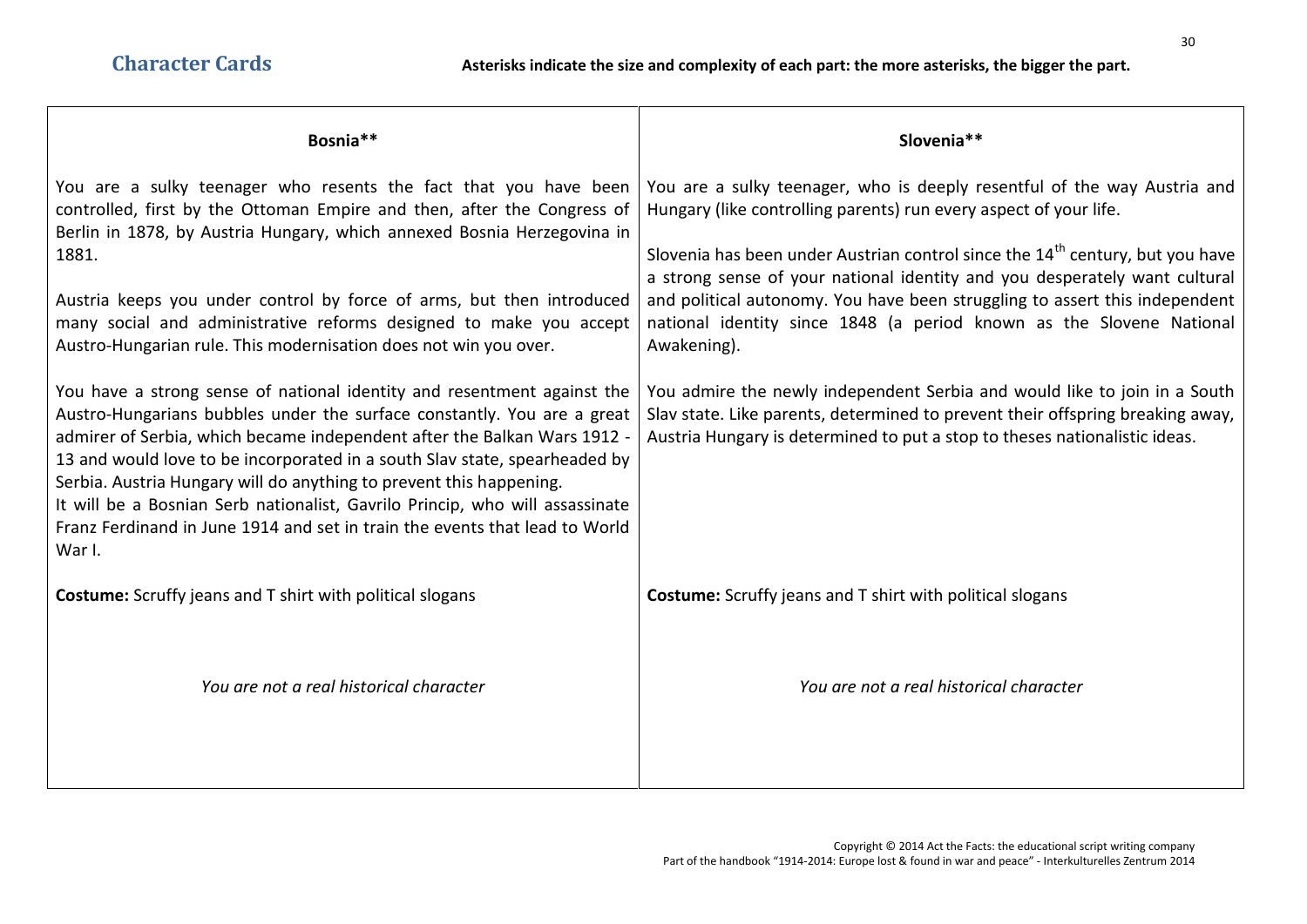## Character Cards

**Asterisks indicate the size and complexity of each part: the more asterisks, the bigger the part.**

### Bosnia**

You are a sulky teenager who resents the fact that you have been controlled, first by the Ottoman Empire and then, after the Congress of Berlin in 1878, by Austria Hungary, which annexed Bosnia Herzegovina in 1881.

Austria keeps you under control by force of arms, but then introduced many social and administrative reforms designed to make you accept Austro-Hungarian rule. This modernisation does not win you over.

You have a strong sense of national identity and resentment against the Austro-Hungarians bubbles under the surface constantly. You are a great admirer of Serbia, which became independent after the Balkan Wars 1912 - 13 and would love to be incorporated in a south Slav state, spearheaded by Serbia. Austria Hungary will do anything to prevent this happening.
It will be a Bosnian Serb nationalist, Gavrilo Princip, who will assassinate Franz Ferdinand in June 1914 and set in train the events that lead to World War I.

**Costume:** Scruffy jeans and T shirt with political slogans

*You are not a real historical character*

### Slovenia**

You are a sulky teenager, who is deeply resentful of the way Austria and Hungary (like controlling parents) run every aspect of your life.

Slovenia has been under Austrian control since the 14$^{th}$ century, but you have a strong sense of your national identity and you desperately want cultural and political autonomy. You have been struggling to assert this independent national identity since 1848 (a period known as the Slovene National Awakening).

You admire the newly independent Serbia and would like to join in a South Slav state. Like parents, determined to prevent their offspring breaking away, Austria Hungary is determined to put a stop to theses nationalistic ideas.

**Costume:** Scruffy jeans and T shirt with political slogans

*You are not a real historical character*

Copyright © 2014 Act the Facts: the educational script writing company
Part of the handbook "1914-2014: Europe lost & found in war and peace" - Interkulturelles Zentrum 2014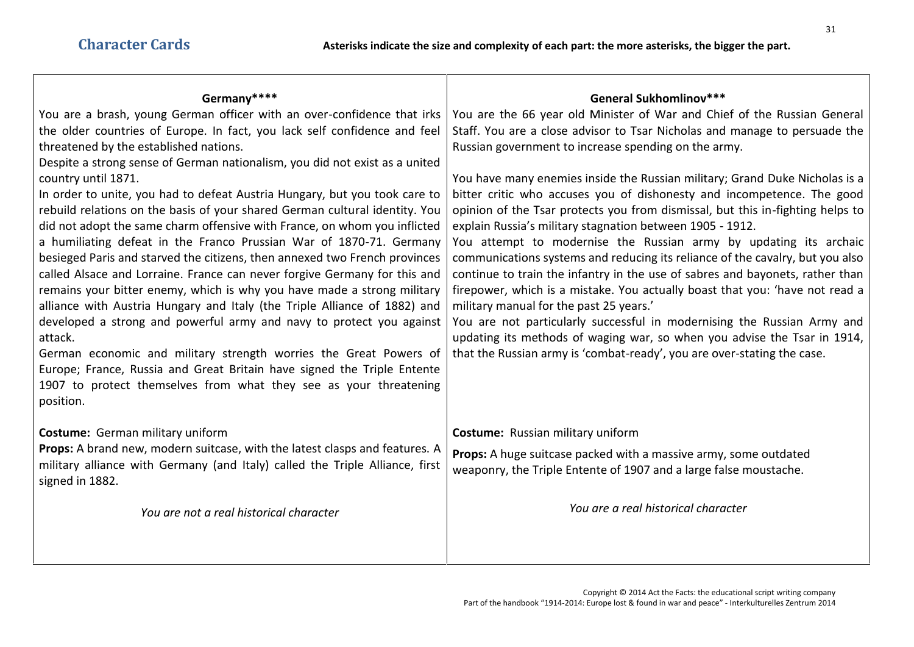## Character Cards

**Asterisks indicate the size and complexity of each part: the more asterisks, the bigger the part.**

### Germany****

You are a brash, young German officer with an over-confidence that irks the older countries of Europe. In fact, you lack self confidence and feel threatened by the established nations.

Despite a strong sense of German nationalism, you did not exist as a united country until 1871.

In order to unite, you had to defeat Austria Hungary, but you took care to rebuild relations on the basis of your shared German cultural identity. You did not adopt the same charm offensive with France, on whom you inflicted a humiliating defeat in the Franco Prussian War of 1870-71. Germany besieged Paris and starved the citizens, then annexed two French provinces called Alsace and Lorraine. France can never forgive Germany for this and remains your bitter enemy, which is why you have made a strong military alliance with Austria Hungary and Italy (the Triple Alliance of 1882) and developed a strong and powerful army and navy to protect you against attack.

German economic and military strength worries the Great Powers of Europe; France, Russia and Great Britain have signed the Triple Entente 1907 to protect themselves from what they see as your threatening position.

**Costume:** German military uniform

**Props:** A brand new, modern suitcase, with the latest clasps and features. A military alliance with Germany (and Italy) called the Triple Alliance, first signed in 1882.

*You are not a real historical character*

### General Sukhomlinov***

You are the 66 year old Minister of War and Chief of the Russian General Staff. You are a close advisor to Tsar Nicholas and manage to persuade the Russian government to increase spending on the army.

You have many enemies inside the Russian military; Grand Duke Nicholas is a bitter critic who accuses you of dishonesty and incompetence. The good opinion of the Tsar protects you from dismissal, but this in-fighting helps to explain Russia's military stagnation between 1905 - 1912.

You attempt to modernise the Russian army by updating its archaic communications systems and reducing its reliance of the cavalry, but you also continue to train the infantry in the use of sabres and bayonets, rather than firepower, which is a mistake. You actually boast that you: 'have not read a military manual for the past 25 years.'

You are not particularly successful in modernising the Russian Army and updating its methods of waging war, so when you advise the Tsar in 1914, that the Russian army is 'combat-ready', you are over-stating the case.

**Costume:** Russian military uniform

**Props:** A huge suitcase packed with a massive army, some outdated weaponry, the Triple Entente of 1907 and a large false moustache.

*You are a real historical character*

Copyright © 2014 Act the Facts: the educational script writing company
Part of the handbook "1914-2014: Europe lost & found in war and peace" - Interkulturelles Zentrum 2014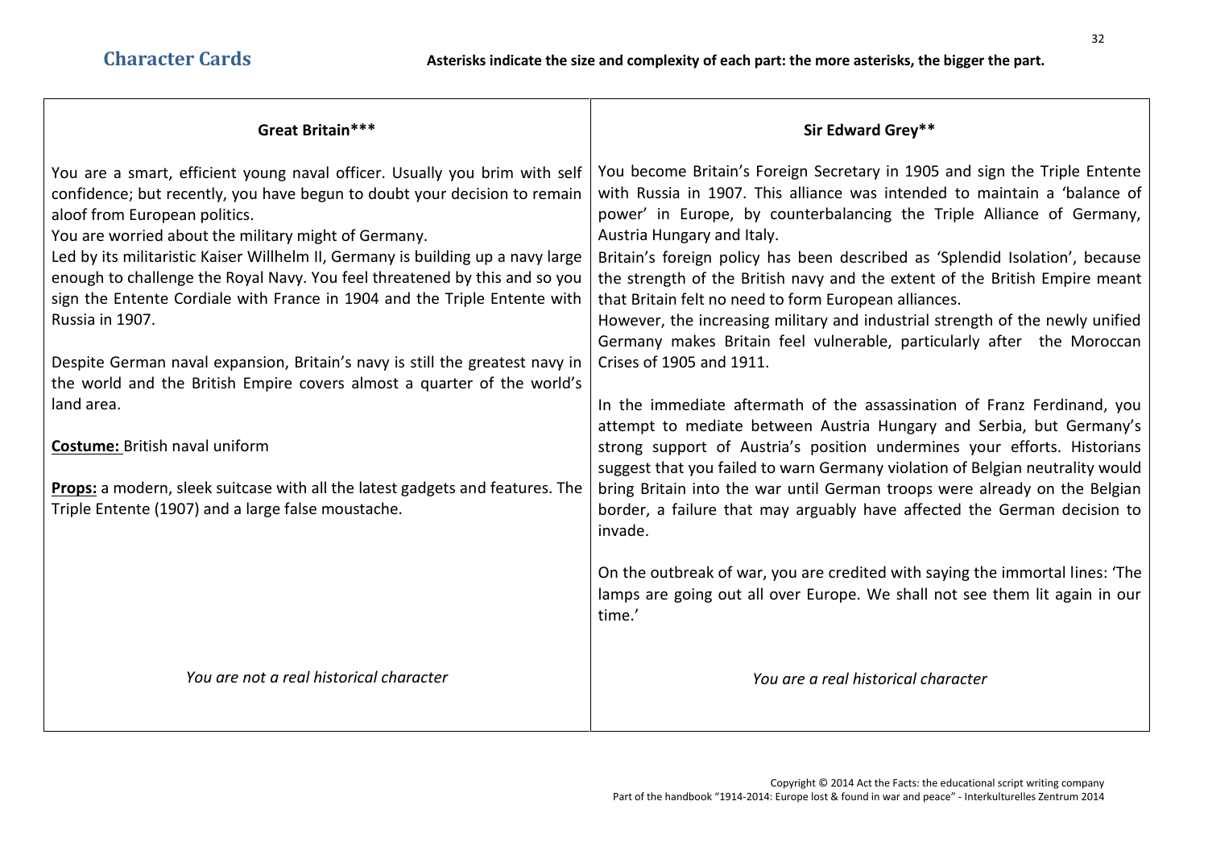## Character Cards

**Asterisks indicate the size and complexity of each part: the more asterisks, the bigger the part.**

| **Great Britain***** | **Sir Edward Grey**** |
|---|---|
| You are a smart, efficient young naval officer. Usually you brim with self confidence; but recently, you have begun to doubt your decision to remain aloof from European politics.<br>You are worried about the military might of Germany.<br>Led by its militaristic Kaiser Willhelm II, Germany is building up a navy large enough to challenge the Royal Navy. You feel threatened by this and so you sign the Entente Cordiale with France in 1904 and the Triple Entente with Russia in 1907.<br><br>Despite German naval expansion, Britain's navy is still the greatest navy in the world and the British Empire covers almost a quarter of the world's land area.<br><br>**Costume:** British naval uniform<br><br>**Props:** a modern, sleek suitcase with all the latest gadgets and features. The Triple Entente (1907) and a large false moustache.<br><br>*You are not a real historical character* | You become Britain's Foreign Secretary in 1905 and sign the Triple Entente with Russia in 1907. This alliance was intended to maintain a 'balance of power' in Europe, by counterbalancing the Triple Alliance of Germany, Austria Hungary and Italy.<br>Britain's foreign policy has been described as 'Splendid Isolation', because the strength of the British navy and the extent of the British Empire meant that Britain felt no need to form European alliances.<br>However, the increasing military and industrial strength of the newly unified Germany makes Britain feel vulnerable, particularly after the Moroccan Crises of 1905 and 1911.<br><br>In the immediate aftermath of the assassination of Franz Ferdinand, you attempt to mediate between Austria Hungary and Serbia, but Germany's strong support of Austria's position undermines your efforts. Historians suggest that you failed to warn Germany violation of Belgian neutrality would bring Britain into the war until German troops were already on the Belgian border, a failure that may arguably have affected the German decision to invade.<br><br>On the outbreak of war, you are credited with saying the immortal lines: 'The lamps are going out all over Europe. We shall not see them lit again in our time.'<br><br>*You are a real historical character* |

Copyright © 2014 Act the Facts: the educational script writing company
Part of the handbook "1914-2014: Europe lost & found in war and peace" - Interkulturelles Zentrum 2014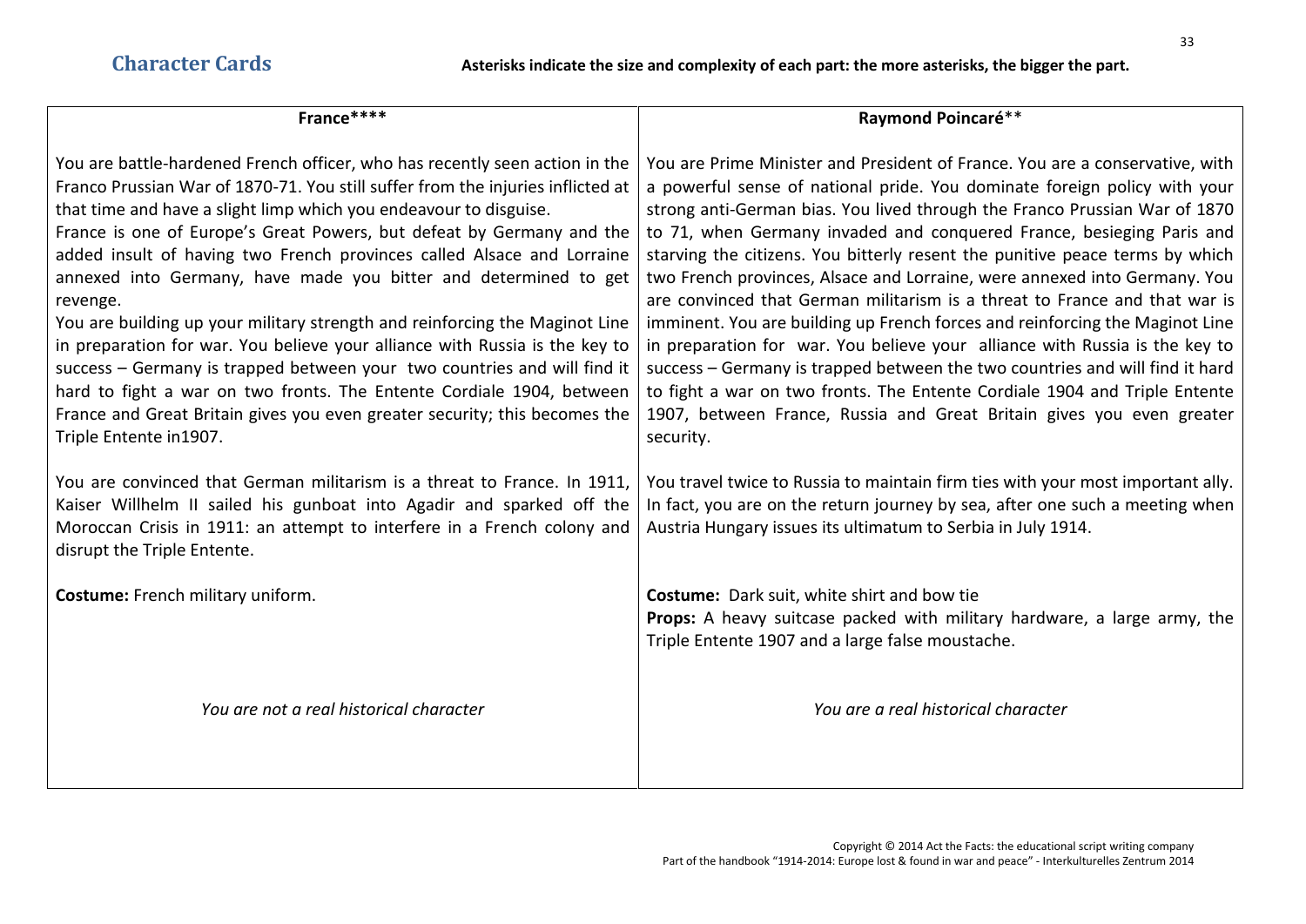## Character Cards

**Asterisks indicate the size and complexity of each part: the more asterisks, the bigger the part.**

| France**** | Raymond Poincaré** |
|---|---|
| You are battle-hardened French officer, who has recently seen action in the Franco Prussian War of 1870-71. You still suffer from the injuries inflicted at that time and have a slight limp which you endeavour to disguise.<br>France is one of Europe's Great Powers, but defeat by Germany and the added insult of having two French provinces called Alsace and Lorraine annexed into Germany, have made you bitter and determined to get revenge.<br>You are building up your military strength and reinforcing the Maginot Line in preparation for war. You believe your alliance with Russia is the key to success – Germany is trapped between your two countries and will find it hard to fight a war on two fronts. The Entente Cordiale 1904, between France and Great Britain gives you even greater security; this becomes the Triple Entente in1907.<br><br>You are convinced that German militarism is a threat to France. In 1911, Kaiser Willhelm II sailed his gunboat into Agadir and sparked off the Moroccan Crisis in 1911: an attempt to interfere in a French colony and disrupt the Triple Entente.<br><br>**Costume:** French military uniform.<br><br>*You are not a real historical character* | You are Prime Minister and President of France. You are a conservative, with a powerful sense of national pride. You dominate foreign policy with your strong anti-German bias. You lived through the Franco Prussian War of 1870 to 71, when Germany invaded and conquered France, besieging Paris and starving the citizens. You bitterly resent the punitive peace terms by which two French provinces, Alsace and Lorraine, were annexed into Germany. You are convinced that German militarism is a threat to France and that war is imminent. You are building up French forces and reinforcing the Maginot Line in preparation for war. You believe your alliance with Russia is the key to success – Germany is trapped between the two countries and will find it hard to fight a war on two fronts. The Entente Cordiale 1904 and Triple Entente 1907, between France, Russia and Great Britain gives you even greater security.<br><br>You travel twice to Russia to maintain firm ties with your most important ally. In fact, you are on the return journey by sea, after one such a meeting when Austria Hungary issues its ultimatum to Serbia in July 1914.<br><br>**Costume:** Dark suit, white shirt and bow tie<br>**Props:** A heavy suitcase packed with military hardware, a large army, the Triple Entente 1907 and a large false moustache.<br><br>*You are a real historical character* |

Copyright © 2014 Act the Facts: the educational script writing company
Part of the handbook "1914-2014: Europe lost & found in war and peace" - Interkulturelles Zentrum 2014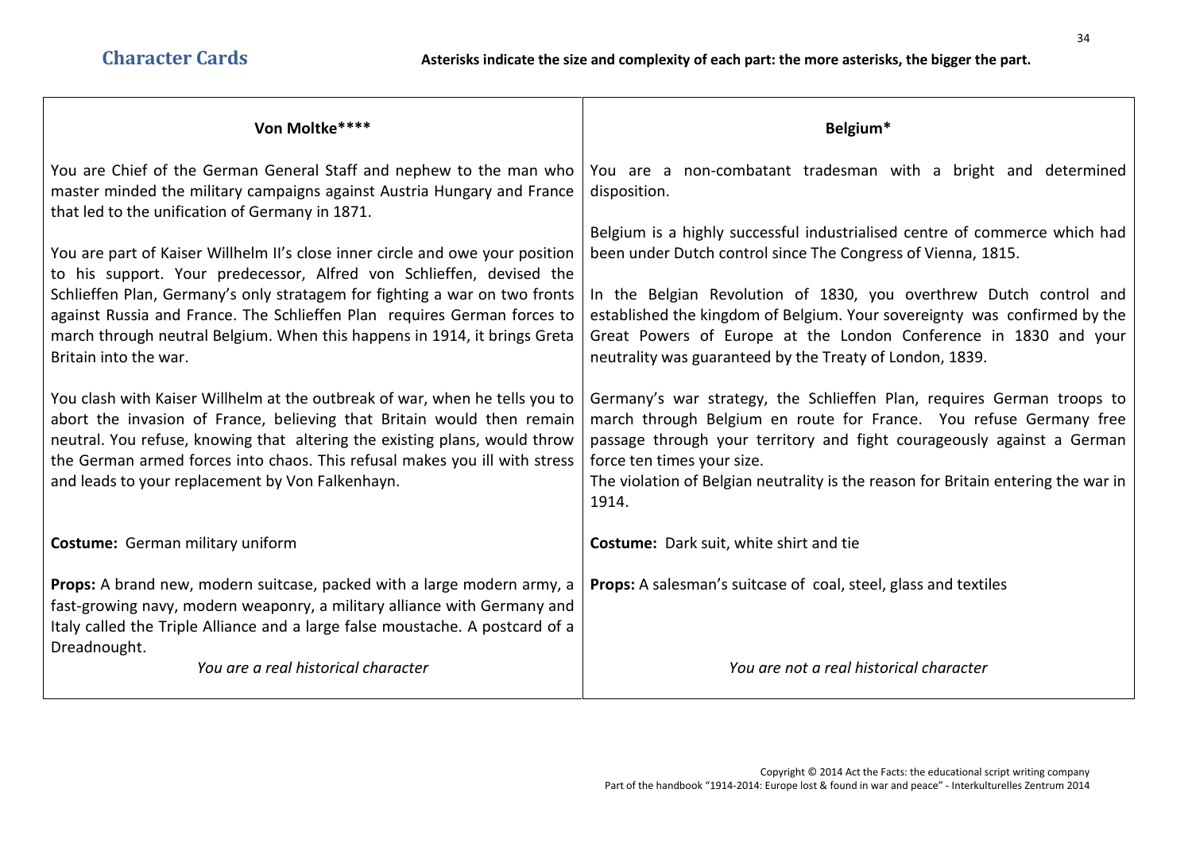## Character Cards

**Asterisks indicate the size and complexity of each part: the more asterisks, the bigger the part.**

### Von Moltke****

You are Chief of the German General Staff and nephew to the man who master minded the military campaigns against Austria Hungary and France that led to the unification of Germany in 1871.

You are part of Kaiser Willhelm II's close inner circle and owe your position to his support. Your predecessor, Alfred von Schlieffen, devised the Schlieffen Plan, Germany's only stratagem for fighting a war on two fronts against Russia and France. The Schlieffen Plan requires German forces to march through neutral Belgium. When this happens in 1914, it brings Greta Britain into the war.

You clash with Kaiser Willhelm at the outbreak of war, when he tells you to abort the invasion of France, believing that Britain would then remain neutral. You refuse, knowing that altering the existing plans, would throw the German armed forces into chaos. This refusal makes you ill with stress and leads to your replacement by Von Falkenhayn.

**Costume:** German military uniform

**Props:** A brand new, modern suitcase, packed with a large modern army, a fast-growing navy, modern weaponry, a military alliance with Germany and Italy called the Triple Alliance and a large false moustache. A postcard of a Dreadnought.

*You are a real historical character*

### Belgium*

You are a non-combatant tradesman with a bright and determined disposition.

Belgium is a highly successful industrialised centre of commerce which had been under Dutch control since The Congress of Vienna, 1815.

In the Belgian Revolution of 1830, you overthrew Dutch control and established the kingdom of Belgium. Your sovereignty was confirmed by the Great Powers of Europe at the London Conference in 1830 and your neutrality was guaranteed by the Treaty of London, 1839.

Germany's war strategy, the Schlieffen Plan, requires German troops to march through Belgium en route for France. You refuse Germany free passage through your territory and fight courageously against a German force ten times your size.
The violation of Belgian neutrality is the reason for Britain entering the war in 1914.

**Costume:** Dark suit, white shirt and tie

**Props:** A salesman's suitcase of coal, steel, glass and textiles

*You are not a real historical character*

Copyright © 2014 Act the Facts: the educational script writing company
Part of the handbook "1914-2014: Europe lost & found in war and peace" - Interkulturelles Zentrum 2014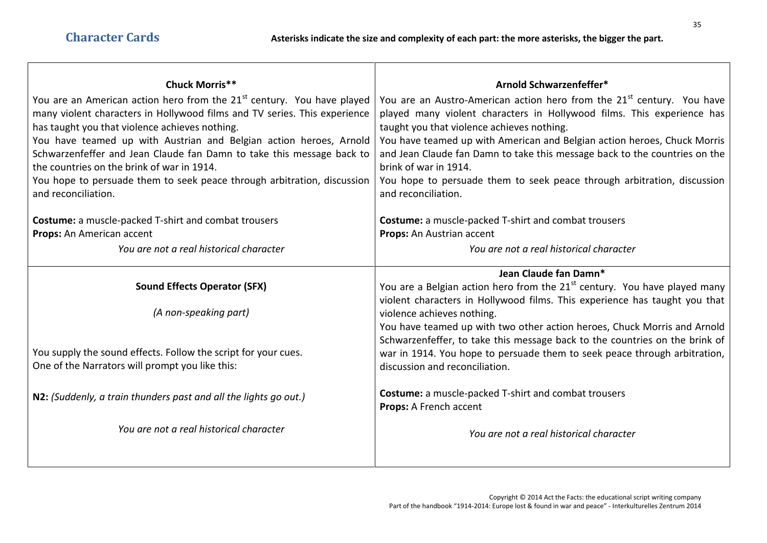## Character Cards

**Asterisks indicate the size and complexity of each part: the more asterisks, the bigger the part.**

**Chuck Morris****

You are an American action hero from the 21st century. You have played many violent characters in Hollywood films and TV series. This experience has taught you that violence achieves nothing.

You have teamed up with Austrian and Belgian action heroes, Arnold Schwarzenfeffer and Jean Claude fan Damn to take this message back to the countries on the brink of war in 1914.

You hope to persuade them to seek peace through arbitration, discussion and reconciliation.

**Costume:** a muscle-packed T-shirt and combat trousers
**Props:** An American accent

*You are not a real historical character*

**Arnold Schwarzenfeffer***

You are an Austro-American action hero from the 21st century. You have played many violent characters in Hollywood films. This experience has taught you that violence achieves nothing.

You have teamed up with American and Belgian action heroes, Chuck Morris and Jean Claude fan Damn to take this message back to the countries on the brink of war in 1914.

You hope to persuade them to seek peace through arbitration, discussion and reconciliation.

**Costume:** a muscle-packed T-shirt and combat trousers
**Props:** An Austrian accent

*You are not a real historical character*

**Sound Effects Operator (SFX)**

*(A non-speaking part)*

You supply the sound effects. Follow the script for your cues.
One of the Narrators will prompt you like this:

**N2:** *(Suddenly, a train thunders past and all the lights go out.)*

*You are not a real historical character*

**Jean Claude fan Damn***

You are a Belgian action hero from the 21st century. You have played many violent characters in Hollywood films. This experience has taught you that violence achieves nothing.

You have teamed up with two other action heroes, Chuck Morris and Arnold Schwarzenfeffer, to take this message back to the countries on the brink of war in 1914. You hope to persuade them to seek peace through arbitration, discussion and reconciliation.

**Costume:** a muscle-packed T-shirt and combat trousers
**Props:** A French accent

*You are not a real historical character*

Copyright © 2014 Act the Facts: the educational script writing company
Part of the handbook "1914-2014: Europe lost & found in war and peace" - Interkulturelles Zentrum 2014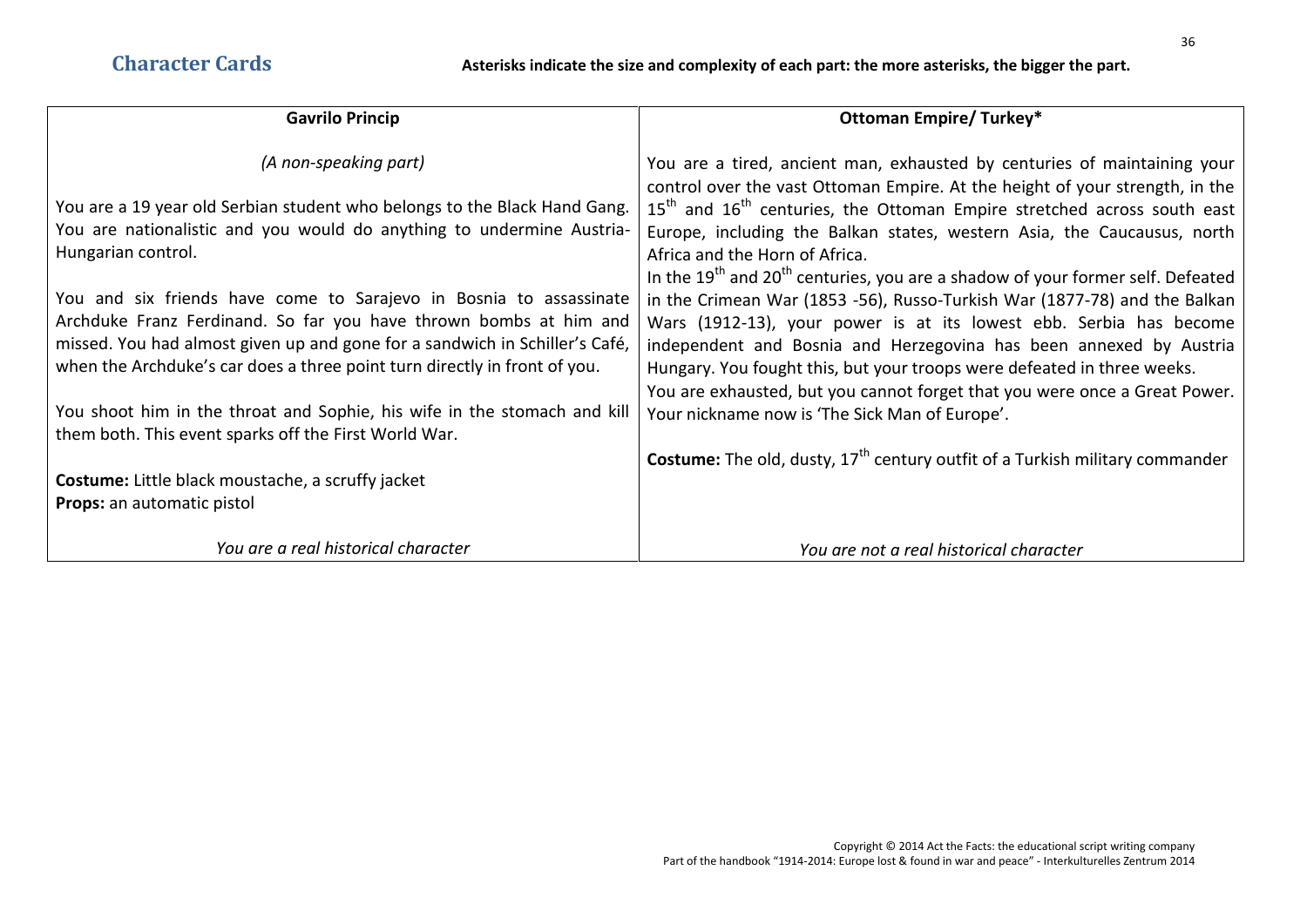## Character Cards

**Asterisks indicate the size and complexity of each part: the more asterisks, the bigger the part.**

| **Gavrilo Princip** | **Ottoman Empire/ Turkey*** |
|---|---|
| *(A non-speaking part)*<br><br>You are a 19 year old Serbian student who belongs to the Black Hand Gang. You are nationalistic and you would do anything to undermine Austria-Hungarian control.<br><br>You and six friends have come to Sarajevo in Bosnia to assassinate Archduke Franz Ferdinand. So far you have thrown bombs at him and missed. You had almost given up and gone for a sandwich in Schiller's Café, when the Archduke's car does a three point turn directly in front of you.<br><br>You shoot him in the throat and Sophie, his wife in the stomach and kill them both. This event sparks off the First World War.<br><br>**Costume:** Little black moustache, a scruffy jacket<br>**Props:** an automatic pistol<br><br>*You are a real historical character* | You are a tired, ancient man, exhausted by centuries of maintaining your control over the vast Ottoman Empire. At the height of your strength, in the 15th and 16th centuries, the Ottoman Empire stretched across south east Europe, including the Balkan states, western Asia, the Caucausus, north Africa and the Horn of Africa.<br>In the 19th and 20th centuries, you are a shadow of your former self. Defeated in the Crimean War (1853 -56), Russo-Turkish War (1877-78) and the Balkan Wars (1912-13), your power is at its lowest ebb. Serbia has become independent and Bosnia and Herzegovina has been annexed by Austria Hungary. You fought this, but your troops were defeated in three weeks.<br>You are exhausted, but you cannot forget that you were once a Great Power. Your nickname now is 'The Sick Man of Europe'.<br><br>**Costume:** The old, dusty, 17th century outfit of a Turkish military commander<br><br>*You are not a real historical character* |

Copyright © 2014 Act the Facts: the educational script writing company
Part of the handbook "1914-2014: Europe lost & found in war and peace" - Interkulturelles Zentrum 2014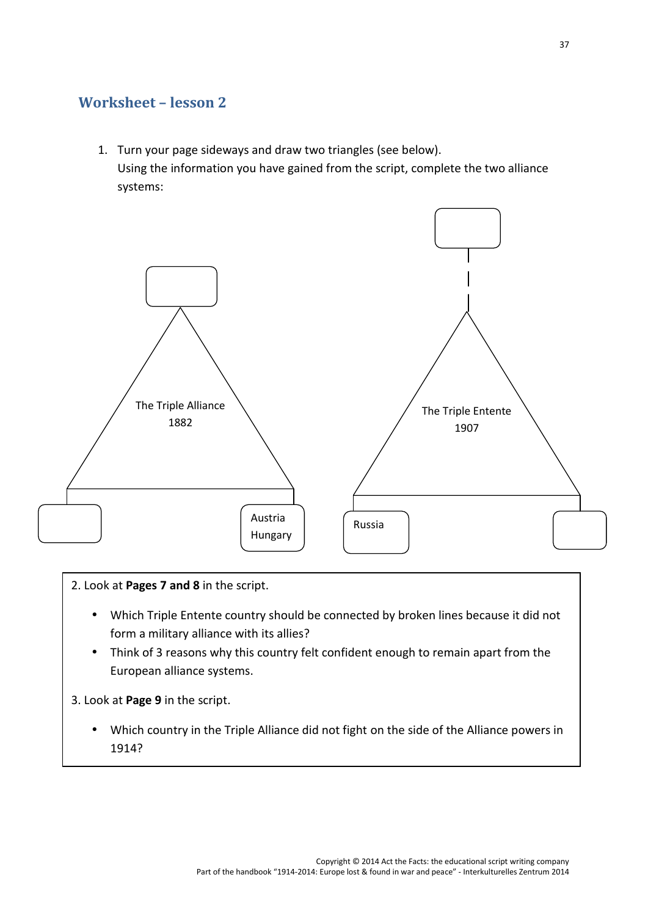## Worksheet – lesson 2

1. Turn your page sideways and draw two triangles (see below).
   Using the information you have gained from the script, complete the two alliance systems:

The Triple Alliance
1882

Austria Hungary

The Triple Entente
1907

Russia

2. Look at **Pages 7 and 8** in the script.

   - Which Triple Entente country should be connected by broken lines because it did not form a military alliance with its allies?
   - Think of 3 reasons why this country felt confident enough to remain apart from the European alliance systems.

3. Look at **Page 9** in the script.

   - Which country in the Triple Alliance did not fight on the side of the Alliance powers in 1914?

Copyright © 2014 Act the Facts: the educational script writing company
Part of the handbook "1914-2014: Europe lost & found in war and peace" - Interkulturelles Zentrum 2014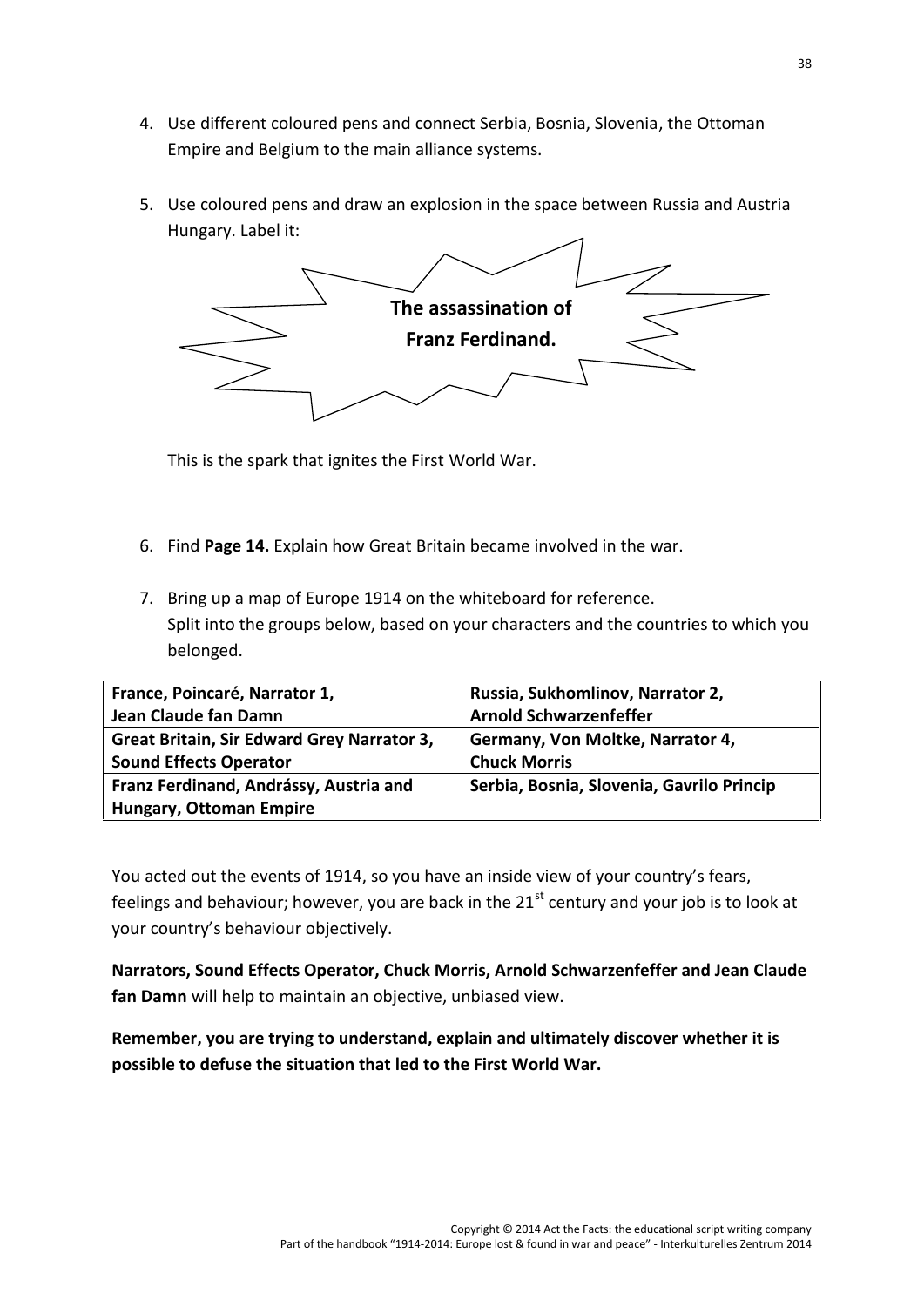4. Use different coloured pens and connect Serbia, Bosnia, Slovenia, the Ottoman Empire and Belgium to the main alliance systems.

5. Use coloured pens and draw an explosion in the space between Russia and Austria Hungary. Label it:

   **The assassination of Franz Ferdinand.**

   This is the spark that ignites the First World War.

6. Find **Page 14.** Explain how Great Britain became involved in the war.

7. Bring up a map of Europe 1914 on the whiteboard for reference.
   Split into the groups below, based on your characters and the countries to which you belonged.

| | |
|---|---|
| **France, Poincaré, Narrator 1, Jean Claude fan Damn** | **Russia, Sukhomlinov, Narrator 2, Arnold Schwarzenfeffer** |
| **Great Britain, Sir Edward Grey Narrator 3, Sound Effects Operator** | **Germany, Von Moltke, Narrator 4, Chuck Morris** |
| **Franz Ferdinand, Andrássy, Austria and Hungary, Ottoman Empire** | **Serbia, Bosnia, Slovenia, Gavrilo Princip** |

You acted out the events of 1914, so you have an inside view of your country's fears, feelings and behaviour; however, you are back in the 21st century and your job is to look at your country's behaviour objectively.

**Narrators, Sound Effects Operator, Chuck Morris, Arnold Schwarzenfeffer and Jean Claude fan Damn** will help to maintain an objective, unbiased view.

**Remember, you are trying to understand, explain and ultimately discover whether it is possible to defuse the situation that led to the First World War.**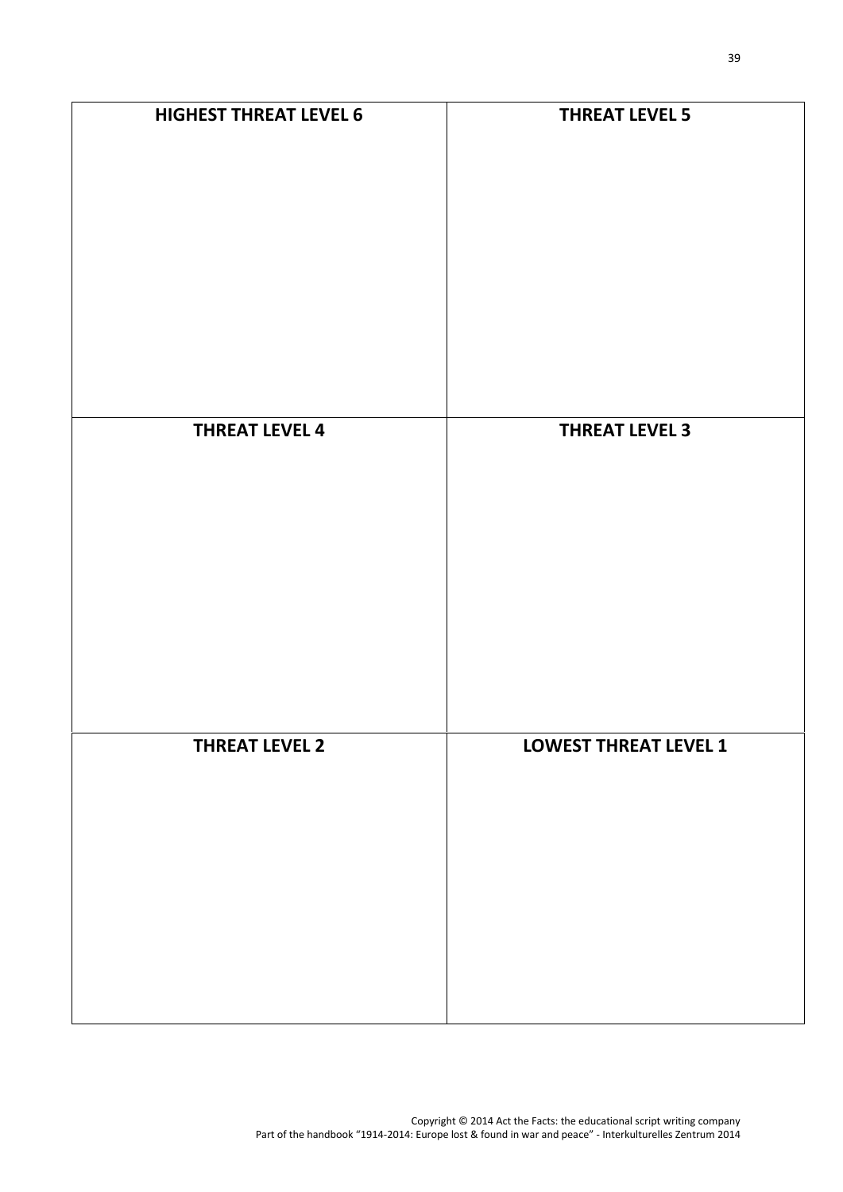| HIGHEST THREAT LEVEL 6 | THREAT LEVEL 5 |
| --- | --- |
| | |
| **THREAT LEVEL 4** | **THREAT LEVEL 3** |
| | |
| **THREAT LEVEL 2** | **LOWEST THREAT LEVEL 1** |
| | |

Copyright © 2014 Act the Facts: the educational script writing company
Part of the handbook "1914-2014: Europe lost & found in war and peace" - Interkulturelles Zentrum 2014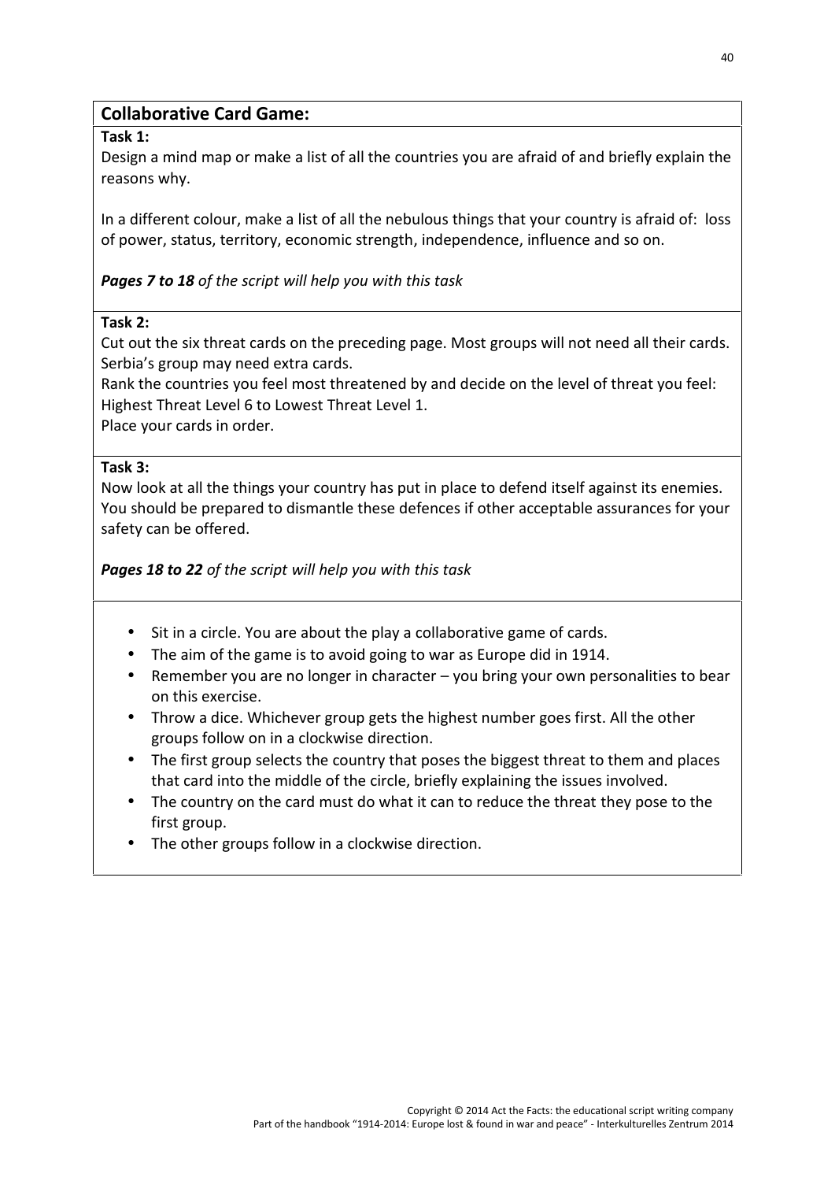## Collaborative Card Game:

**Task 1:**

Design a mind map or make a list of all the countries you are afraid of and briefly explain the reasons why.

In a different colour, make a list of all the nebulous things that your country is afraid of: loss of power, status, territory, economic strength, independence, influence and so on.

***Pages 7 to 18*** *of the script will help you with this task*

**Task 2:**

Cut out the six threat cards on the preceding page. Most groups will not need all their cards. Serbia's group may need extra cards.

Rank the countries you feel most threatened by and decide on the level of threat you feel: Highest Threat Level 6 to Lowest Threat Level 1.

Place your cards in order.

**Task 3:**

Now look at all the things your country has put in place to defend itself against its enemies. You should be prepared to dismantle these defences if other acceptable assurances for your safety can be offered.

***Pages 18 to 22*** *of the script will help you with this task*

- Sit in a circle. You are about the play a collaborative game of cards.
- The aim of the game is to avoid going to war as Europe did in 1914.
- Remember you are no longer in character – you bring your own personalities to bear on this exercise.
- Throw a dice. Whichever group gets the highest number goes first. All the other groups follow on in a clockwise direction.
- The first group selects the country that poses the biggest threat to them and places that card into the middle of the circle, briefly explaining the issues involved.
- The country on the card must do what it can to reduce the threat they pose to the first group.
- The other groups follow in a clockwise direction.

Copyright © 2014 Act the Facts: the educational script writing company
Part of the handbook "1914-2014: Europe lost & found in war and peace" - Interkulturelles Zentrum 2014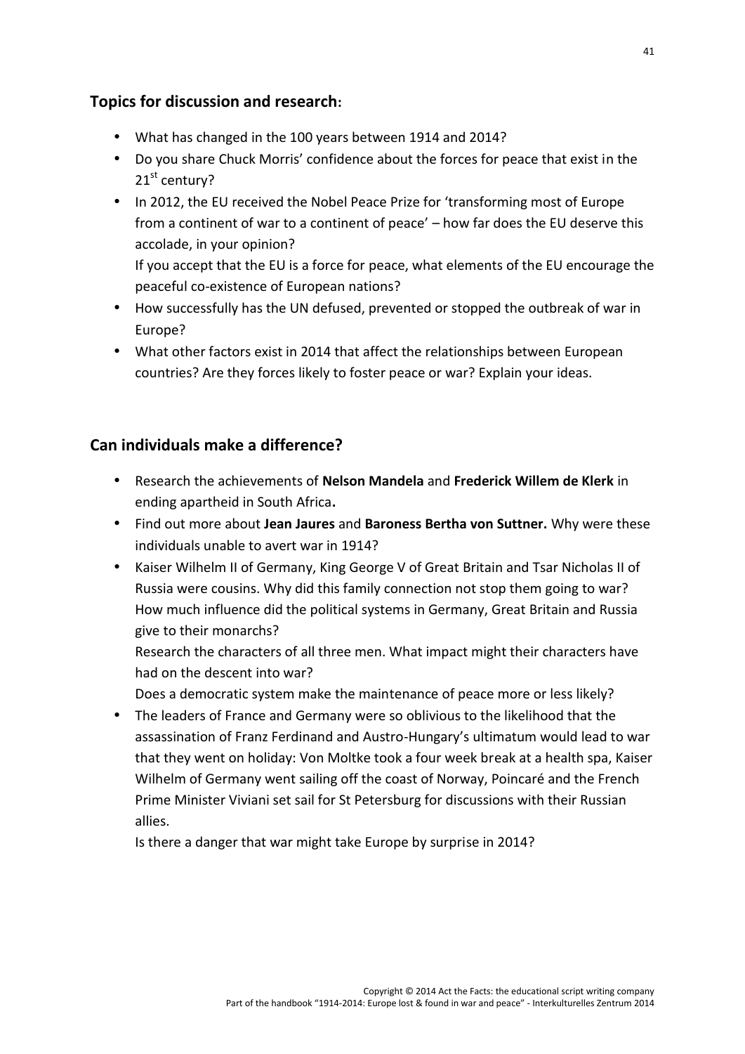## Topics for discussion and research:

- What has changed in the 100 years between 1914 and 2014?
- Do you share Chuck Morris' confidence about the forces for peace that exist in the 21st century?
- In 2012, the EU received the Nobel Peace Prize for 'transforming most of Europe from a continent of war to a continent of peace' – how far does the EU deserve this accolade, in your opinion?
  If you accept that the EU is a force for peace, what elements of the EU encourage the peaceful co-existence of European nations?
- How successfully has the UN defused, prevented or stopped the outbreak of war in Europe?
- What other factors exist in 2014 that affect the relationships between European countries? Are they forces likely to foster peace or war? Explain your ideas.

## Can individuals make a difference?

- Research the achievements of **Nelson Mandela** and **Frederick Willem de Klerk** in ending apartheid in South Africa**.**
- Find out more about **Jean Jaures** and **Baroness Bertha von Suttner.** Why were these individuals unable to avert war in 1914?
- Kaiser Wilhelm II of Germany, King George V of Great Britain and Tsar Nicholas II of Russia were cousins. Why did this family connection not stop them going to war? How much influence did the political systems in Germany, Great Britain and Russia give to their monarchs?
  Research the characters of all three men. What impact might their characters have had on the descent into war?
  Does a democratic system make the maintenance of peace more or less likely?
- The leaders of France and Germany were so oblivious to the likelihood that the assassination of Franz Ferdinand and Austro-Hungary's ultimatum would lead to war that they went on holiday: Von Moltke took a four week break at a health spa, Kaiser Wilhelm of Germany went sailing off the coast of Norway, Poincaré and the French Prime Minister Viviani set sail for St Petersburg for discussions with their Russian allies.
  Is there a danger that war might take Europe by surprise in 2014?

Copyright © 2014 Act the Facts: the educational script writing company
Part of the handbook "1914-2014: Europe lost & found in war and peace" - Interkulturelles Zentrum 2014